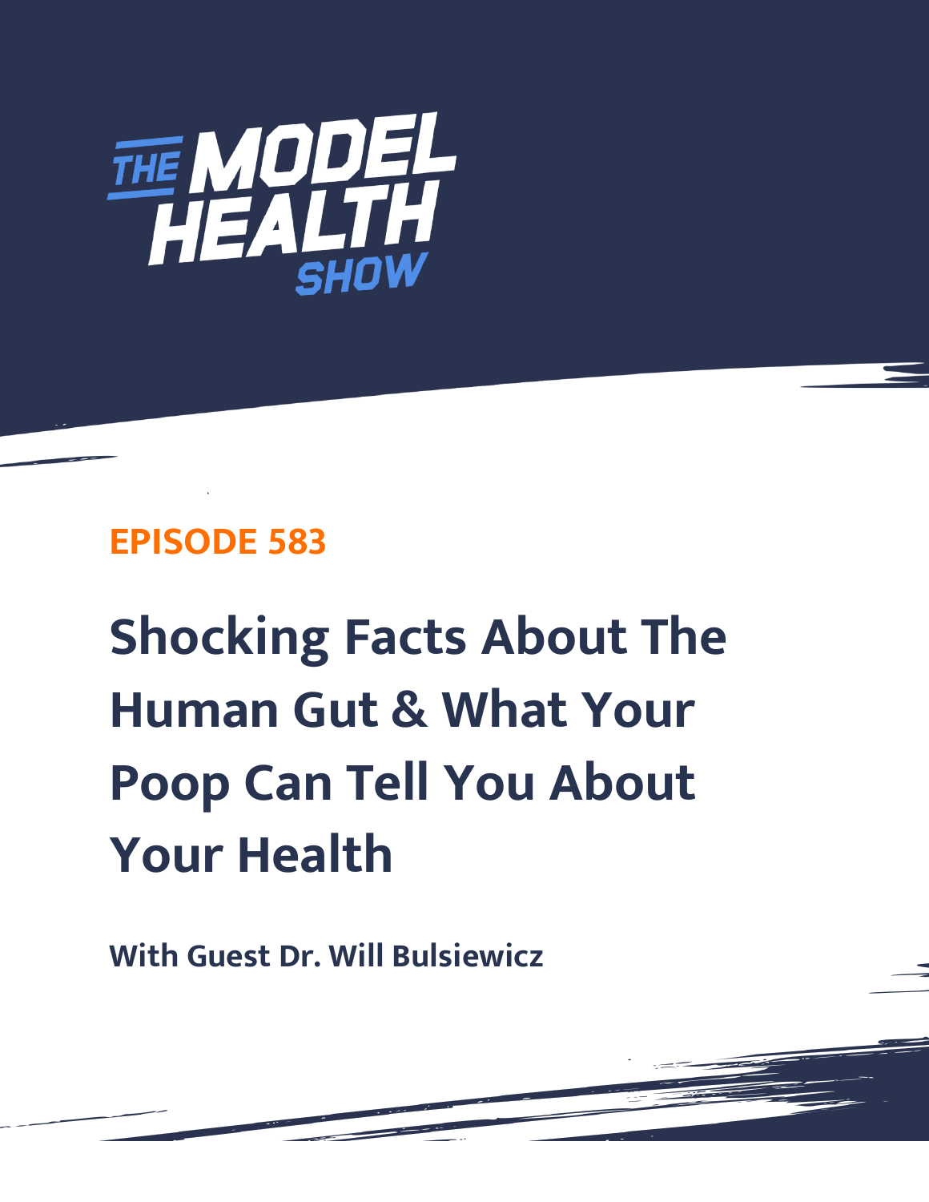THE MODEL HEALTH SHOW

**EPISODE 583**

# Shocking Facts About The Human Gut & What Your Poop Can Tell You About Your Health

**With Guest Dr. Will Bulsiewicz**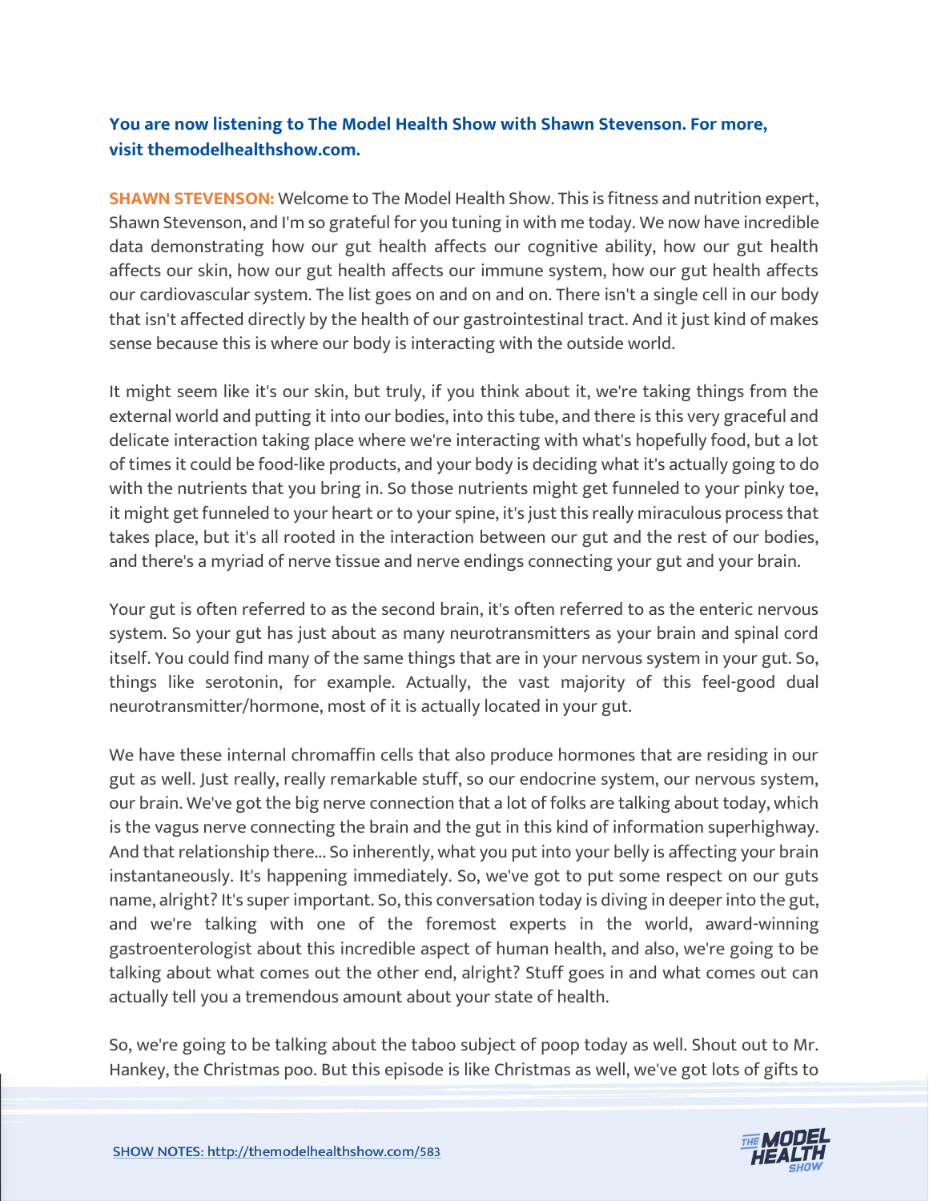**You are now listening to The Model Health Show with Shawn Stevenson. For more, visit themodelhealthshow.com.**

**SHAWN STEVENSON:** Welcome to The Model Health Show. This is fitness and nutrition expert, Shawn Stevenson, and I'm so grateful for you tuning in with me today. We now have incredible data demonstrating how our gut health affects our cognitive ability, how our gut health affects our skin, how our gut health affects our immune system, how our gut health affects our cardiovascular system. The list goes on and on and on. There isn't a single cell in our body that isn't affected directly by the health of our gastrointestinal tract. And it just kind of makes sense because this is where our body is interacting with the outside world.

It might seem like it's our skin, but truly, if you think about it, we're taking things from the external world and putting it into our bodies, into this tube, and there is this very graceful and delicate interaction taking place where we're interacting with what's hopefully food, but a lot of times it could be food-like products, and your body is deciding what it's actually going to do with the nutrients that you bring in. So those nutrients might get funneled to your pinky toe, it might get funneled to your heart or to your spine, it's just this really miraculous process that takes place, but it's all rooted in the interaction between our gut and the rest of our bodies, and there's a myriad of nerve tissue and nerve endings connecting your gut and your brain.

Your gut is often referred to as the second brain, it's often referred to as the enteric nervous system. So your gut has just about as many neurotransmitters as your brain and spinal cord itself. You could find many of the same things that are in your nervous system in your gut. So, things like serotonin, for example. Actually, the vast majority of this feel-good dual neurotransmitter/hormone, most of it is actually located in your gut.

We have these internal chromaffin cells that also produce hormones that are residing in our gut as well. Just really, really remarkable stuff, so our endocrine system, our nervous system, our brain. We've got the big nerve connection that a lot of folks are talking about today, which is the vagus nerve connecting the brain and the gut in this kind of information superhighway. And that relationship there... So inherently, what you put into your belly is affecting your brain instantaneously. It's happening immediately. So, we've got to put some respect on our guts name, alright? It's super important. So, this conversation today is diving in deeper into the gut, and we're talking with one of the foremost experts in the world, award-winning gastroenterologist about this incredible aspect of human health, and also, we're going to be talking about what comes out the other end, alright? Stuff goes in and what comes out can actually tell you a tremendous amount about your state of health.

So, we're going to be talking about the taboo subject of poop today as well. Shout out to Mr. Hankey, the Christmas poo. But this episode is like Christmas as well, we've got lots of gifts to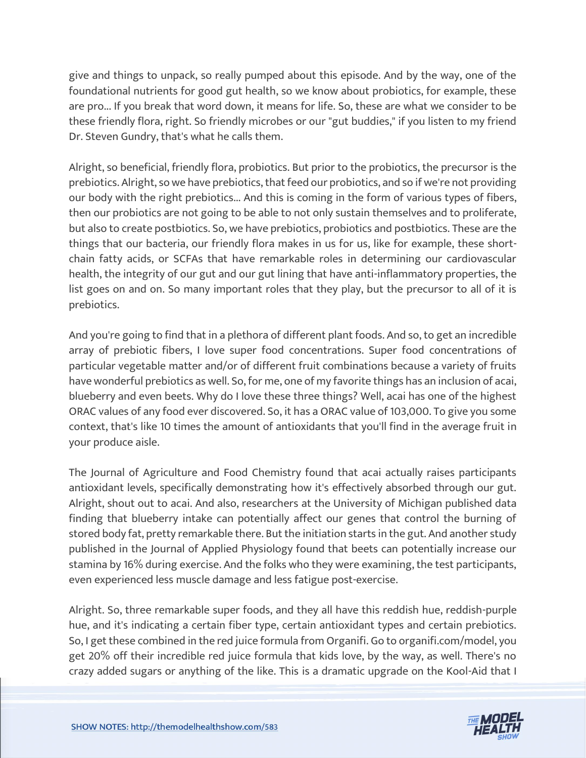give and things to unpack, so really pumped about this episode. And by the way, one of the foundational nutrients for good gut health, so we know about probiotics, for example, these are pro... If you break that word down, it means for life. So, these are what we consider to be these friendly flora, right. So friendly microbes or our "gut buddies," if you listen to my friend Dr. Steven Gundry, that's what he calls them.

Alright, so beneficial, friendly flora, probiotics. But prior to the probiotics, the precursor is the prebiotics. Alright, so we have prebiotics, that feed our probiotics, and so if we're not providing our body with the right prebiotics... And this is coming in the form of various types of fibers, then our probiotics are not going to be able to not only sustain themselves and to proliferate, but also to create postbiotics. So, we have prebiotics, probiotics and postbiotics. These are the things that our bacteria, our friendly flora makes in us for us, like for example, these short-chain fatty acids, or SCFAs that have remarkable roles in determining our cardiovascular health, the integrity of our gut and our gut lining that have anti-inflammatory properties, the list goes on and on. So many important roles that they play, but the precursor to all of it is prebiotics.

And you're going to find that in a plethora of different plant foods. And so, to get an incredible array of prebiotic fibers, I love super food concentrations. Super food concentrations of particular vegetable matter and/or of different fruit combinations because a variety of fruits have wonderful prebiotics as well. So, for me, one of my favorite things has an inclusion of acai, blueberry and even beets. Why do I love these three things? Well, acai has one of the highest ORAC values of any food ever discovered. So, it has a ORAC value of 103,000. To give you some context, that's like 10 times the amount of antioxidants that you'll find in the average fruit in your produce aisle.

The Journal of Agriculture and Food Chemistry found that acai actually raises participants antioxidant levels, specifically demonstrating how it's effectively absorbed through our gut. Alright, shout out to acai. And also, researchers at the University of Michigan published data finding that blueberry intake can potentially affect our genes that control the burning of stored body fat, pretty remarkable there. But the initiation starts in the gut. And another study published in the Journal of Applied Physiology found that beets can potentially increase our stamina by 16% during exercise. And the folks who they were examining, the test participants, even experienced less muscle damage and less fatigue post-exercise.

Alright. So, three remarkable super foods, and they all have this reddish hue, reddish-purple hue, and it's indicating a certain fiber type, certain antioxidant types and certain prebiotics. So, I get these combined in the red juice formula from Organifi. Go to organifi.com/model, you get 20% off their incredible red juice formula that kids love, by the way, as well. There's no crazy added sugars or anything of the like. This is a dramatic upgrade on the Kool-Aid that I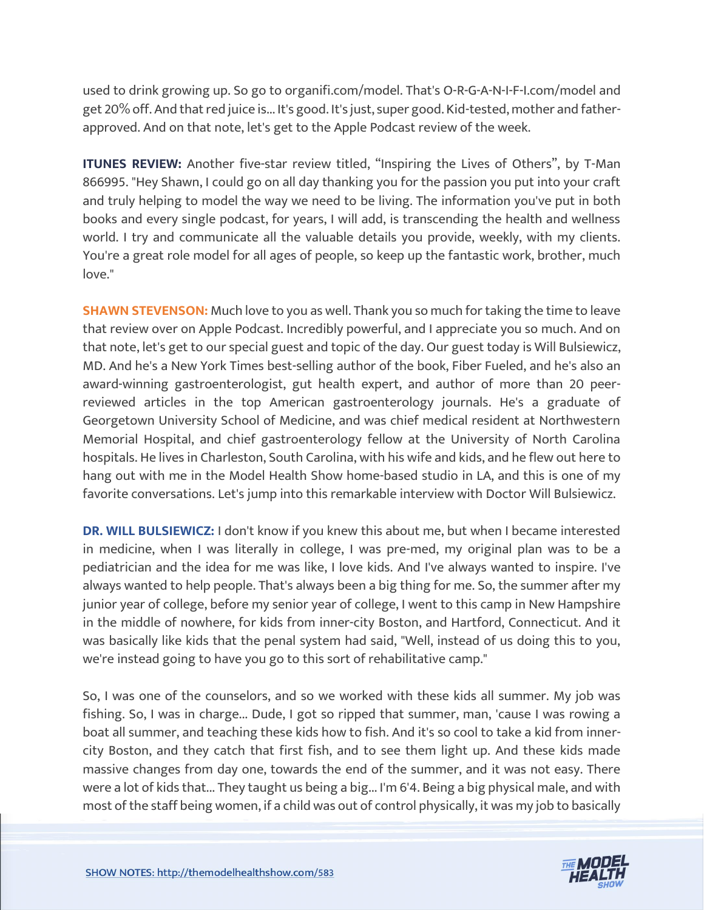used to drink growing up. So go to organifi.com/model. That's O-R-G-A-N-I-F-I.com/model and get 20% off. And that red juice is... It's good. It's just, super good. Kid-tested, mother and father-approved. And on that note, let's get to the Apple Podcast review of the week.

**ITUNES REVIEW:** Another five-star review titled, "Inspiring the Lives of Others", by T-Man 866995. "Hey Shawn, I could go on all day thanking you for the passion you put into your craft and truly helping to model the way we need to be living. The information you've put in both books and every single podcast, for years, I will add, is transcending the health and wellness world. I try and communicate all the valuable details you provide, weekly, with my clients. You're a great role model for all ages of people, so keep up the fantastic work, brother, much love."

**SHAWN STEVENSON:** Much love to you as well. Thank you so much for taking the time to leave that review over on Apple Podcast. Incredibly powerful, and I appreciate you so much. And on that note, let's get to our special guest and topic of the day. Our guest today is Will Bulsiewicz, MD. And he's a New York Times best-selling author of the book, Fiber Fueled, and he's also an award-winning gastroenterologist, gut health expert, and author of more than 20 peer-reviewed articles in the top American gastroenterology journals. He's a graduate of Georgetown University School of Medicine, and was chief medical resident at Northwestern Memorial Hospital, and chief gastroenterology fellow at the University of North Carolina hospitals. He lives in Charleston, South Carolina, with his wife and kids, and he flew out here to hang out with me in the Model Health Show home-based studio in LA, and this is one of my favorite conversations. Let's jump into this remarkable interview with Doctor Will Bulsiewicz.

**DR. WILL BULSIEWICZ:** I don't know if you knew this about me, but when I became interested in medicine, when I was literally in college, I was pre-med, my original plan was to be a pediatrician and the idea for me was like, I love kids. And I've always wanted to inspire. I've always wanted to help people. That's always been a big thing for me. So, the summer after my junior year of college, before my senior year of college, I went to this camp in New Hampshire in the middle of nowhere, for kids from inner-city Boston, and Hartford, Connecticut. And it was basically like kids that the penal system had said, "Well, instead of us doing this to you, we're instead going to have you go to this sort of rehabilitative camp."

So, I was one of the counselors, and so we worked with these kids all summer. My job was fishing. So, I was in charge... Dude, I got so ripped that summer, man, 'cause I was rowing a boat all summer, and teaching these kids how to fish. And it's so cool to take a kid from inner-city Boston, and they catch that first fish, and to see them light up. And these kids made massive changes from day one, towards the end of the summer, and it was not easy. There were a lot of kids that... They taught us being a big... I'm 6'4. Being a big physical male, and with most of the staff being women, if a child was out of control physically, it was my job to basically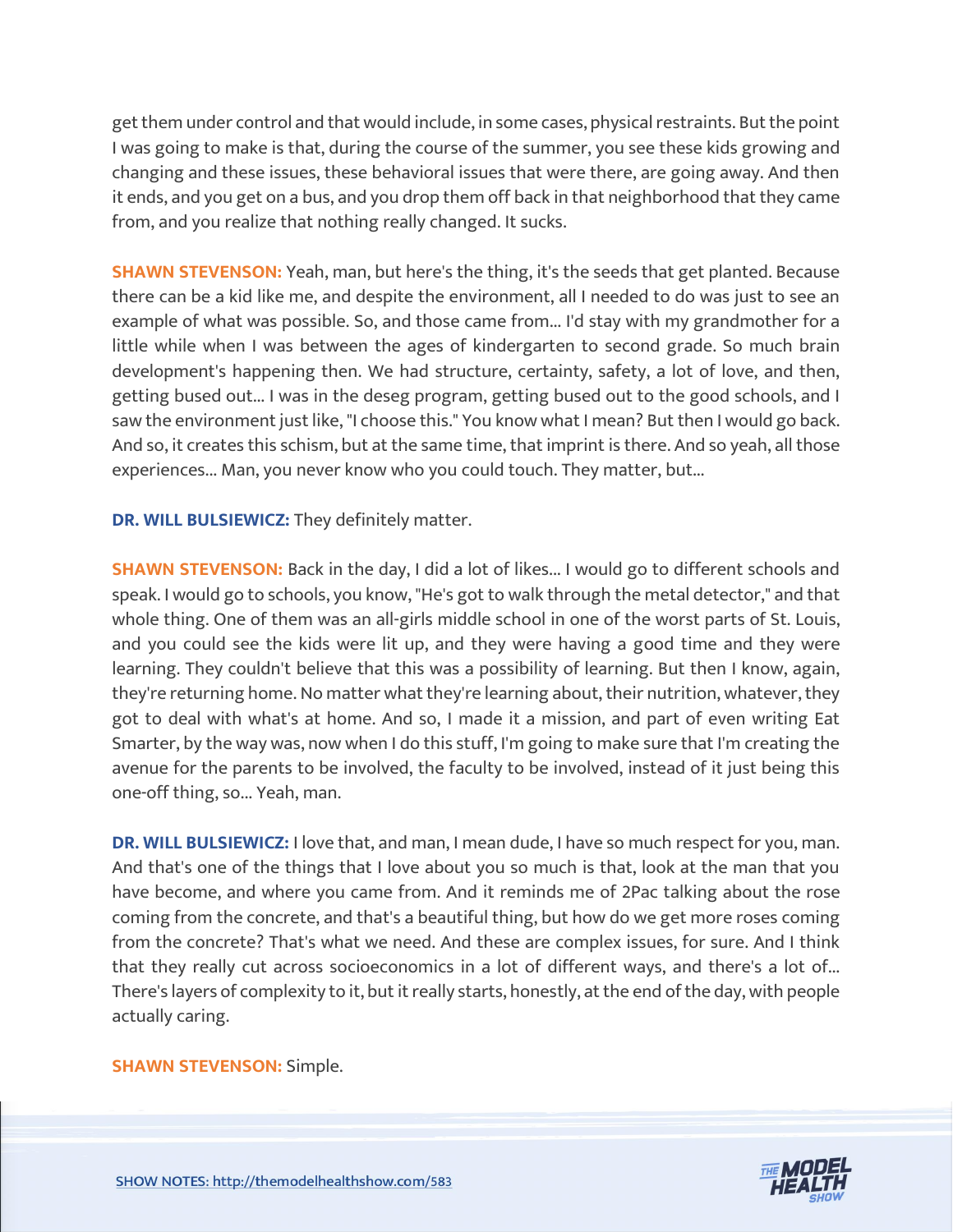get them under control and that would include, in some cases, physical restraints. But the point I was going to make is that, during the course of the summer, you see these kids growing and changing and these issues, these behavioral issues that were there, are going away. And then it ends, and you get on a bus, and you drop them off back in that neighborhood that they came from, and you realize that nothing really changed. It sucks.

**SHAWN STEVENSON:** Yeah, man, but here's the thing, it's the seeds that get planted. Because there can be a kid like me, and despite the environment, all I needed to do was just to see an example of what was possible. So, and those came from... I'd stay with my grandmother for a little while when I was between the ages of kindergarten to second grade. So much brain development's happening then. We had structure, certainty, safety, a lot of love, and then, getting bused out... I was in the deseg program, getting bused out to the good schools, and I saw the environment just like, "I choose this." You know what I mean? But then I would go back. And so, it creates this schism, but at the same time, that imprint is there. And so yeah, all those experiences... Man, you never know who you could touch. They matter, but...

**DR. WILL BULSIEWICZ:** They definitely matter.

**SHAWN STEVENSON:** Back in the day, I did a lot of likes... I would go to different schools and speak. I would go to schools, you know, "He's got to walk through the metal detector," and that whole thing. One of them was an all-girls middle school in one of the worst parts of St. Louis, and you could see the kids were lit up, and they were having a good time and they were learning. They couldn't believe that this was a possibility of learning. But then I know, again, they're returning home. No matter what they're learning about, their nutrition, whatever, they got to deal with what's at home. And so, I made it a mission, and part of even writing Eat Smarter, by the way was, now when I do this stuff, I'm going to make sure that I'm creating the avenue for the parents to be involved, the faculty to be involved, instead of it just being this one-off thing, so... Yeah, man.

**DR. WILL BULSIEWICZ:** I love that, and man, I mean dude, I have so much respect for you, man. And that's one of the things that I love about you so much is that, look at the man that you have become, and where you came from. And it reminds me of 2Pac talking about the rose coming from the concrete, and that's a beautiful thing, but how do we get more roses coming from the concrete? That's what we need. And these are complex issues, for sure. And I think that they really cut across socioeconomics in a lot of different ways, and there's a lot of... There's layers of complexity to it, but it really starts, honestly, at the end of the day, with people actually caring.

**SHAWN STEVENSON:** Simple.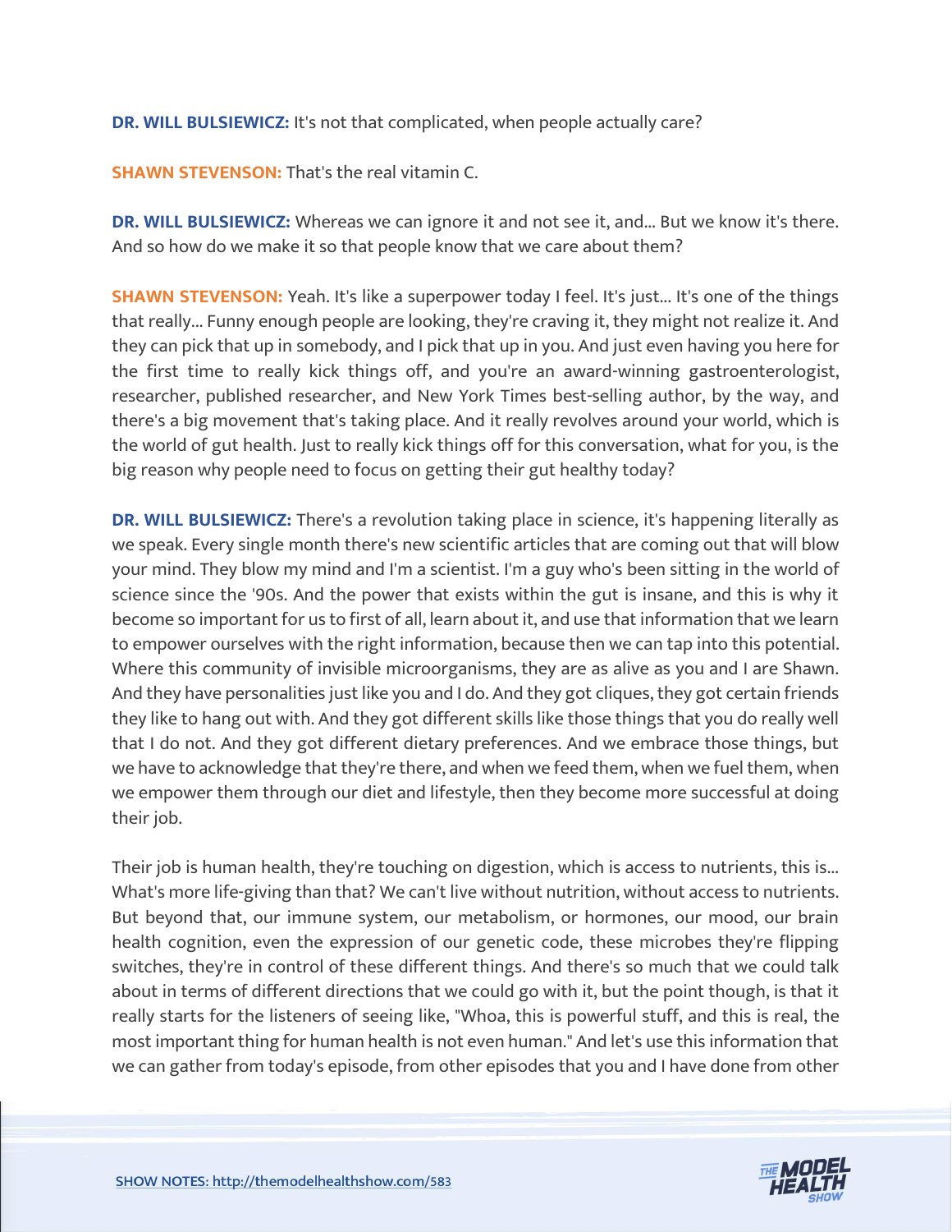**DR. WILL BULSIEWICZ:** It's not that complicated, when people actually care?

**SHAWN STEVENSON:** That's the real vitamin C.

**DR. WILL BULSIEWICZ:** Whereas we can ignore it and not see it, and... But we know it's there. And so how do we make it so that people know that we care about them?

**SHAWN STEVENSON:** Yeah. It's like a superpower today I feel. It's just... It's one of the things that really... Funny enough people are looking, they're craving it, they might not realize it. And they can pick that up in somebody, and I pick that up in you. And just even having you here for the first time to really kick things off, and you're an award-winning gastroenterologist, researcher, published researcher, and New York Times best-selling author, by the way, and there's a big movement that's taking place. And it really revolves around your world, which is the world of gut health. Just to really kick things off for this conversation, what for you, is the big reason why people need to focus on getting their gut healthy today?

**DR. WILL BULSIEWICZ:** There's a revolution taking place in science, it's happening literally as we speak. Every single month there's new scientific articles that are coming out that will blow your mind. They blow my mind and I'm a scientist. I'm a guy who's been sitting in the world of science since the '90s. And the power that exists within the gut is insane, and this is why it become so important for us to first of all, learn about it, and use that information that we learn to empower ourselves with the right information, because then we can tap into this potential. Where this community of invisible microorganisms, they are as alive as you and I are Shawn. And they have personalities just like you and I do. And they got cliques, they got certain friends they like to hang out with. And they got different skills like those things that you do really well that I do not. And they got different dietary preferences. And we embrace those things, but we have to acknowledge that they're there, and when we feed them, when we fuel them, when we empower them through our diet and lifestyle, then they become more successful at doing their job.

Their job is human health, they're touching on digestion, which is access to nutrients, this is... What's more life-giving than that? We can't live without nutrition, without access to nutrients. But beyond that, our immune system, our metabolism, or hormones, our mood, our brain health cognition, even the expression of our genetic code, these microbes they're flipping switches, they're in control of these different things. And there's so much that we could talk about in terms of different directions that we could go with it, but the point though, is that it really starts for the listeners of seeing like, "Whoa, this is powerful stuff, and this is real, the most important thing for human health is not even human." And let's use this information that we can gather from today's episode, from other episodes that you and I have done from other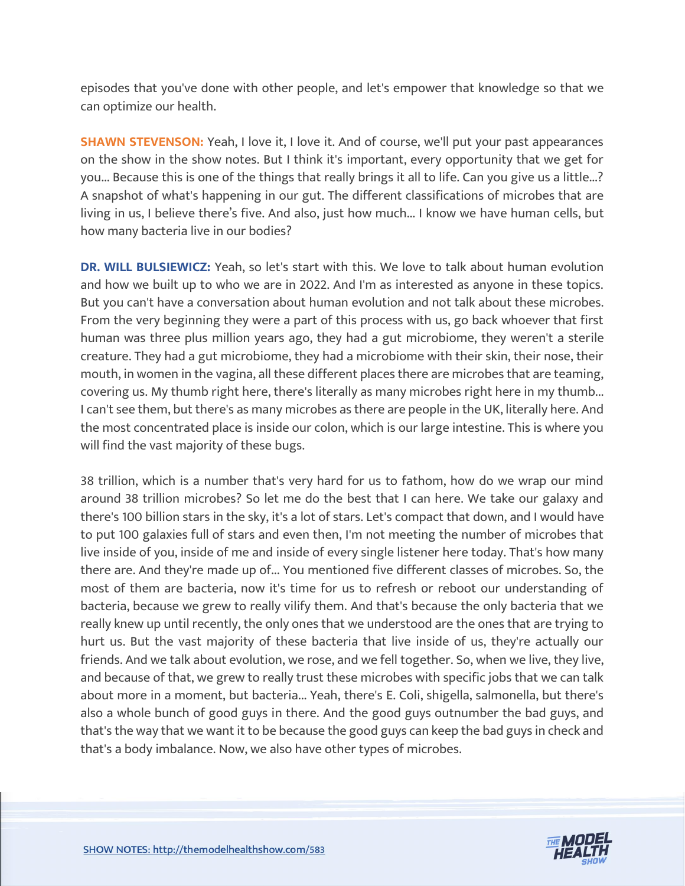episodes that you've done with other people, and let's empower that knowledge so that we can optimize our health.

**SHAWN STEVENSON:** Yeah, I love it, I love it. And of course, we'll put your past appearances on the show in the show notes. But I think it's important, every opportunity that we get for you... Because this is one of the things that really brings it all to life. Can you give us a little...? A snapshot of what's happening in our gut. The different classifications of microbes that are living in us, I believe there's five. And also, just how much... I know we have human cells, but how many bacteria live in our bodies?

**DR. WILL BULSIEWICZ:** Yeah, so let's start with this. We love to talk about human evolution and how we built up to who we are in 2022. And I'm as interested as anyone in these topics. But you can't have a conversation about human evolution and not talk about these microbes. From the very beginning they were a part of this process with us, go back whoever that first human was three plus million years ago, they had a gut microbiome, they weren't a sterile creature. They had a gut microbiome, they had a microbiome with their skin, their nose, their mouth, in women in the vagina, all these different places there are microbes that are teaming, covering us. My thumb right here, there's literally as many microbes right here in my thumb... I can't see them, but there's as many microbes as there are people in the UK, literally here. And the most concentrated place is inside our colon, which is our large intestine. This is where you will find the vast majority of these bugs.

38 trillion, which is a number that's very hard for us to fathom, how do we wrap our mind around 38 trillion microbes? So let me do the best that I can here. We take our galaxy and there's 100 billion stars in the sky, it's a lot of stars. Let's compact that down, and I would have to put 100 galaxies full of stars and even then, I'm not meeting the number of microbes that live inside of you, inside of me and inside of every single listener here today. That's how many there are. And they're made up of... You mentioned five different classes of microbes. So, the most of them are bacteria, now it's time for us to refresh or reboot our understanding of bacteria, because we grew to really vilify them. And that's because the only bacteria that we really knew up until recently, the only ones that we understood are the ones that are trying to hurt us. But the vast majority of these bacteria that live inside of us, they're actually our friends. And we talk about evolution, we rose, and we fell together. So, when we live, they live, and because of that, we grew to really trust these microbes with specific jobs that we can talk about more in a moment, but bacteria... Yeah, there's E. Coli, shigella, salmonella, but there's also a whole bunch of good guys in there. And the good guys outnumber the bad guys, and that's the way that we want it to be because the good guys can keep the bad guys in check and that's a body imbalance. Now, we also have other types of microbes.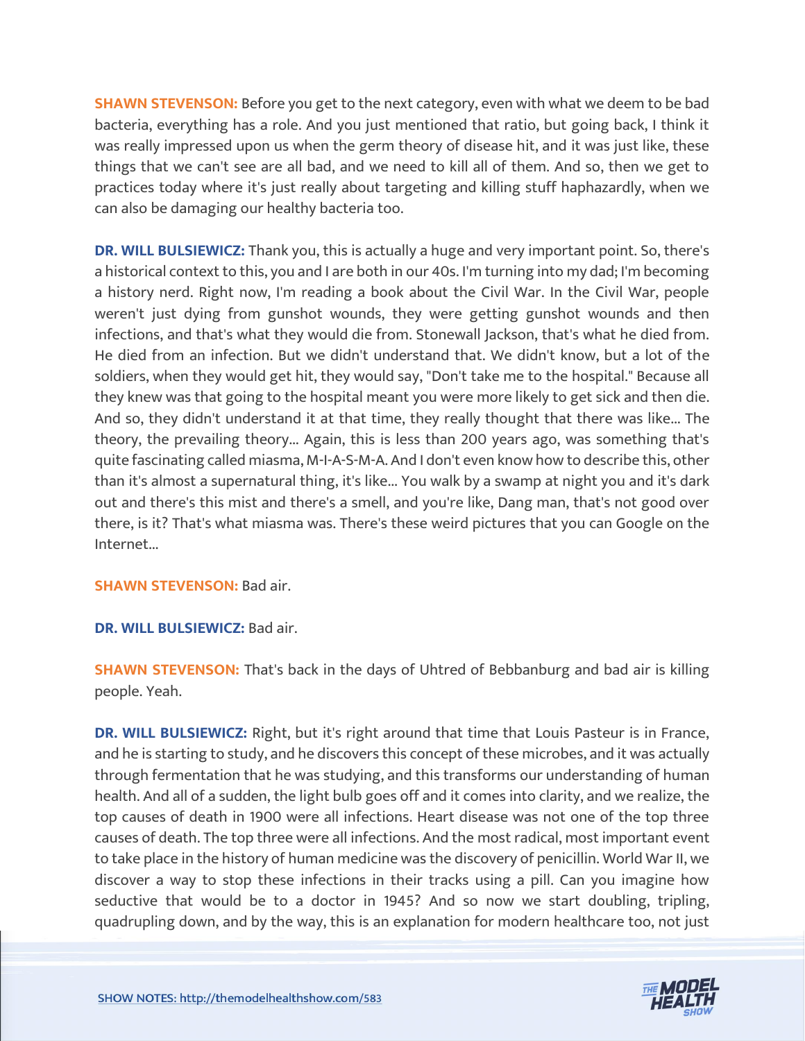**SHAWN STEVENSON:** Before you get to the next category, even with what we deem to be bad bacteria, everything has a role. And you just mentioned that ratio, but going back, I think it was really impressed upon us when the germ theory of disease hit, and it was just like, these things that we can't see are all bad, and we need to kill all of them. And so, then we get to practices today where it's just really about targeting and killing stuff haphazardly, when we can also be damaging our healthy bacteria too.

**DR. WILL BULSIEWICZ:** Thank you, this is actually a huge and very important point. So, there's a historical context to this, you and I are both in our 40s. I'm turning into my dad; I'm becoming a history nerd. Right now, I'm reading a book about the Civil War. In the Civil War, people weren't just dying from gunshot wounds, they were getting gunshot wounds and then infections, and that's what they would die from. Stonewall Jackson, that's what he died from. He died from an infection. But we didn't understand that. We didn't know, but a lot of the soldiers, when they would get hit, they would say, "Don't take me to the hospital." Because all they knew was that going to the hospital meant you were more likely to get sick and then die. And so, they didn't understand it at that time, they really thought that there was like... The theory, the prevailing theory... Again, this is less than 200 years ago, was something that's quite fascinating called miasma, M-I-A-S-M-A. And I don't even know how to describe this, other than it's almost a supernatural thing, it's like... You walk by a swamp at night you and it's dark out and there's this mist and there's a smell, and you're like, Dang man, that's not good over there, is it? That's what miasma was. There's these weird pictures that you can Google on the Internet...

**SHAWN STEVENSON:** Bad air.

**DR. WILL BULSIEWICZ:** Bad air.

**SHAWN STEVENSON:** That's back in the days of Uhtred of Bebbanburg and bad air is killing people. Yeah.

**DR. WILL BULSIEWICZ:** Right, but it's right around that time that Louis Pasteur is in France, and he is starting to study, and he discovers this concept of these microbes, and it was actually through fermentation that he was studying, and this transforms our understanding of human health. And all of a sudden, the light bulb goes off and it comes into clarity, and we realize, the top causes of death in 1900 were all infections. Heart disease was not one of the top three causes of death. The top three were all infections. And the most radical, most important event to take place in the history of human medicine was the discovery of penicillin. World War II, we discover a way to stop these infections in their tracks using a pill. Can you imagine how seductive that would be to a doctor in 1945? And so now we start doubling, tripling, quadrupling down, and by the way, this is an explanation for modern healthcare too, not just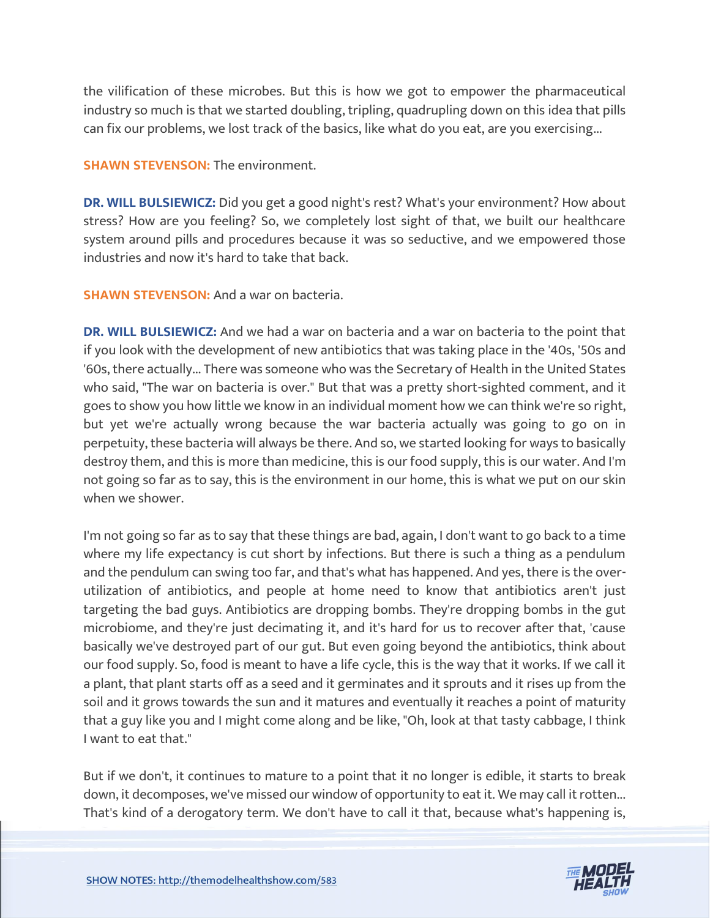the vilification of these microbes. But this is how we got to empower the pharmaceutical industry so much is that we started doubling, tripling, quadrupling down on this idea that pills can fix our problems, we lost track of the basics, like what do you eat, are you exercising...

**SHAWN STEVENSON:** The environment.

**DR. WILL BULSIEWICZ:** Did you get a good night's rest? What's your environment? How about stress? How are you feeling? So, we completely lost sight of that, we built our healthcare system around pills and procedures because it was so seductive, and we empowered those industries and now it's hard to take that back.

**SHAWN STEVENSON:** And a war on bacteria.

**DR. WILL BULSIEWICZ:** And we had a war on bacteria and a war on bacteria to the point that if you look with the development of new antibiotics that was taking place in the '40s, '50s and '60s, there actually... There was someone who was the Secretary of Health in the United States who said, "The war on bacteria is over." But that was a pretty short-sighted comment, and it goes to show you how little we know in an individual moment how we can think we're so right, but yet we're actually wrong because the war bacteria actually was going to go on in perpetuity, these bacteria will always be there. And so, we started looking for ways to basically destroy them, and this is more than medicine, this is our food supply, this is our water. And I'm not going so far as to say, this is the environment in our home, this is what we put on our skin when we shower.

I'm not going so far as to say that these things are bad, again, I don't want to go back to a time where my life expectancy is cut short by infections. But there is such a thing as a pendulum and the pendulum can swing too far, and that's what has happened. And yes, there is the over-utilization of antibiotics, and people at home need to know that antibiotics aren't just targeting the bad guys. Antibiotics are dropping bombs. They're dropping bombs in the gut microbiome, and they're just decimating it, and it's hard for us to recover after that, 'cause basically we've destroyed part of our gut. But even going beyond the antibiotics, think about our food supply. So, food is meant to have a life cycle, this is the way that it works. If we call it a plant, that plant starts off as a seed and it germinates and it sprouts and it rises up from the soil and it grows towards the sun and it matures and eventually it reaches a point of maturity that a guy like you and I might come along and be like, "Oh, look at that tasty cabbage, I think I want to eat that."

But if we don't, it continues to mature to a point that it no longer is edible, it starts to break down, it decomposes, we've missed our window of opportunity to eat it. We may call it rotten... That's kind of a derogatory term. We don't have to call it that, because what's happening is,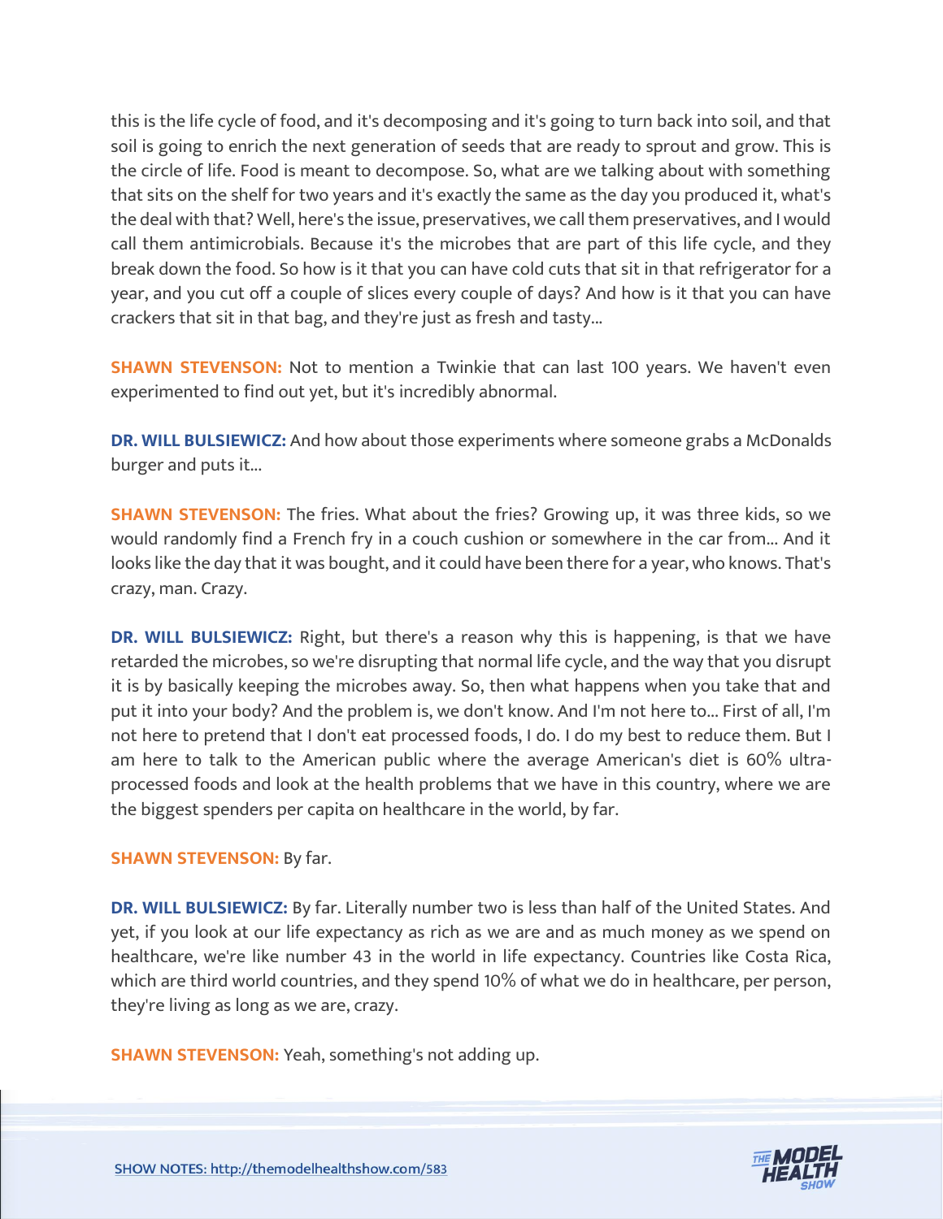this is the life cycle of food, and it's decomposing and it's going to turn back into soil, and that soil is going to enrich the next generation of seeds that are ready to sprout and grow. This is the circle of life. Food is meant to decompose. So, what are we talking about with something that sits on the shelf for two years and it's exactly the same as the day you produced it, what's the deal with that? Well, here's the issue, preservatives, we call them preservatives, and I would call them antimicrobials. Because it's the microbes that are part of this life cycle, and they break down the food. So how is it that you can have cold cuts that sit in that refrigerator for a year, and you cut off a couple of slices every couple of days? And how is it that you can have crackers that sit in that bag, and they're just as fresh and tasty...

**SHAWN STEVENSON:** Not to mention a Twinkie that can last 100 years. We haven't even experimented to find out yet, but it's incredibly abnormal.

**DR. WILL BULSIEWICZ:** And how about those experiments where someone grabs a McDonalds burger and puts it...

**SHAWN STEVENSON:** The fries. What about the fries? Growing up, it was three kids, so we would randomly find a French fry in a couch cushion or somewhere in the car from... And it looks like the day that it was bought, and it could have been there for a year, who knows. That's crazy, man. Crazy.

**DR. WILL BULSIEWICZ:** Right, but there's a reason why this is happening, is that we have retarded the microbes, so we're disrupting that normal life cycle, and the way that you disrupt it is by basically keeping the microbes away. So, then what happens when you take that and put it into your body? And the problem is, we don't know. And I'm not here to... First of all, I'm not here to pretend that I don't eat processed foods, I do. I do my best to reduce them. But I am here to talk to the American public where the average American's diet is 60% ultra-processed foods and look at the health problems that we have in this country, where we are the biggest spenders per capita on healthcare in the world, by far.

**SHAWN STEVENSON:** By far.

**DR. WILL BULSIEWICZ:** By far. Literally number two is less than half of the United States. And yet, if you look at our life expectancy as rich as we are and as much money as we spend on healthcare, we're like number 43 in the world in life expectancy. Countries like Costa Rica, which are third world countries, and they spend 10% of what we do in healthcare, per person, they're living as long as we are, crazy.

**SHAWN STEVENSON:** Yeah, something's not adding up.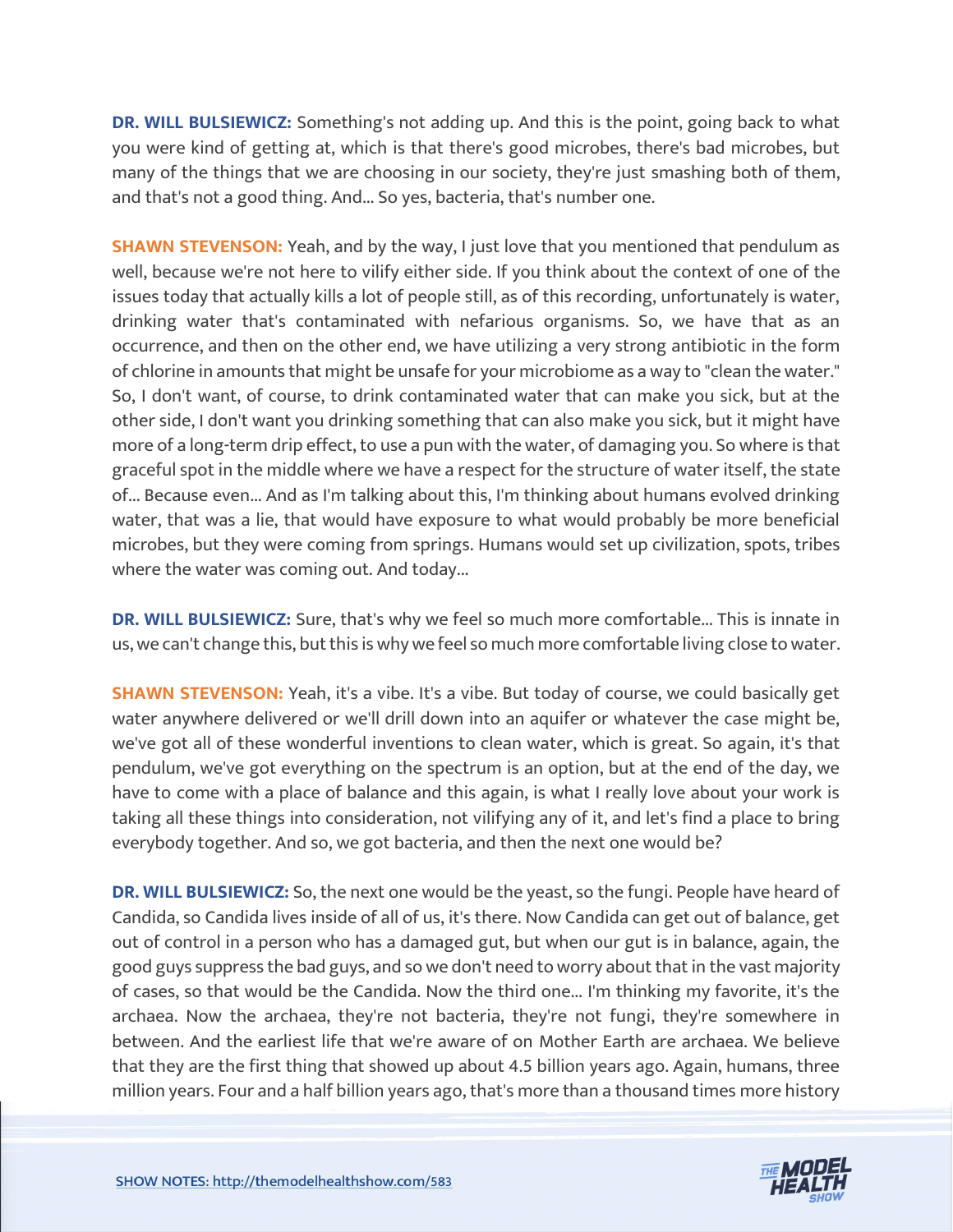**DR. WILL BULSIEWICZ:** Something's not adding up. And this is the point, going back to what you were kind of getting at, which is that there's good microbes, there's bad microbes, but many of the things that we are choosing in our society, they're just smashing both of them, and that's not a good thing. And... So yes, bacteria, that's number one.

**SHAWN STEVENSON:** Yeah, and by the way, I just love that you mentioned that pendulum as well, because we're not here to vilify either side. If you think about the context of one of the issues today that actually kills a lot of people still, as of this recording, unfortunately is water, drinking water that's contaminated with nefarious organisms. So, we have that as an occurrence, and then on the other end, we have utilizing a very strong antibiotic in the form of chlorine in amounts that might be unsafe for your microbiome as a way to "clean the water." So, I don't want, of course, to drink contaminated water that can make you sick, but at the other side, I don't want you drinking something that can also make you sick, but it might have more of a long-term drip effect, to use a pun with the water, of damaging you. So where is that graceful spot in the middle where we have a respect for the structure of water itself, the state of... Because even... And as I'm talking about this, I'm thinking about humans evolved drinking water, that was a lie, that would have exposure to what would probably be more beneficial microbes, but they were coming from springs. Humans would set up civilization, spots, tribes where the water was coming out. And today...

**DR. WILL BULSIEWICZ:** Sure, that's why we feel so much more comfortable... This is innate in us, we can't change this, but this is why we feel so much more comfortable living close to water.

**SHAWN STEVENSON:** Yeah, it's a vibe. It's a vibe. But today of course, we could basically get water anywhere delivered or we'll drill down into an aquifer or whatever the case might be, we've got all of these wonderful inventions to clean water, which is great. So again, it's that pendulum, we've got everything on the spectrum is an option, but at the end of the day, we have to come with a place of balance and this again, is what I really love about your work is taking all these things into consideration, not vilifying any of it, and let's find a place to bring everybody together. And so, we got bacteria, and then the next one would be?

**DR. WILL BULSIEWICZ:** So, the next one would be the yeast, so the fungi. People have heard of Candida, so Candida lives inside of all of us, it's there. Now Candida can get out of balance, get out of control in a person who has a damaged gut, but when our gut is in balance, again, the good guys suppress the bad guys, and so we don't need to worry about that in the vast majority of cases, so that would be the Candida. Now the third one... I'm thinking my favorite, it's the archaea. Now the archaea, they're not bacteria, they're not fungi, they're somewhere in between. And the earliest life that we're aware of on Mother Earth are archaea. We believe that they are the first thing that showed up about 4.5 billion years ago. Again, humans, three million years. Four and a half billion years ago, that's more than a thousand times more history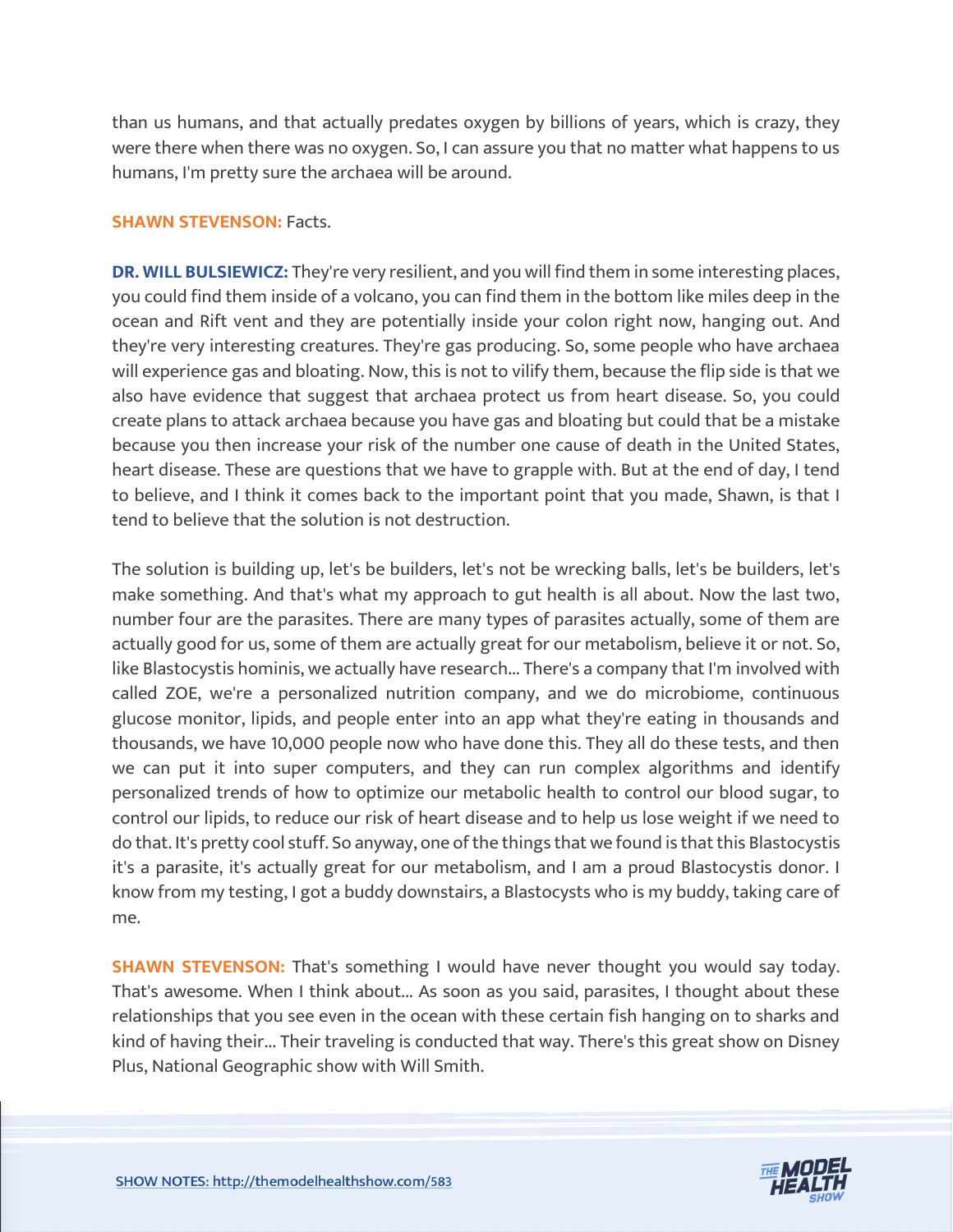than us humans, and that actually predates oxygen by billions of years, which is crazy, they were there when there was no oxygen. So, I can assure you that no matter what happens to us humans, I'm pretty sure the archaea will be around.

**SHAWN STEVENSON:** Facts.

**DR. WILL BULSIEWICZ:** They're very resilient, and you will find them in some interesting places, you could find them inside of a volcano, you can find them in the bottom like miles deep in the ocean and Rift vent and they are potentially inside your colon right now, hanging out. And they're very interesting creatures. They're gas producing. So, some people who have archaea will experience gas and bloating. Now, this is not to vilify them, because the flip side is that we also have evidence that suggest that archaea protect us from heart disease. So, you could create plans to attack archaea because you have gas and bloating but could that be a mistake because you then increase your risk of the number one cause of death in the United States, heart disease. These are questions that we have to grapple with. But at the end of day, I tend to believe, and I think it comes back to the important point that you made, Shawn, is that I tend to believe that the solution is not destruction.

The solution is building up, let's be builders, let's not be wrecking balls, let's be builders, let's make something. And that's what my approach to gut health is all about. Now the last two, number four are the parasites. There are many types of parasites actually, some of them are actually good for us, some of them are actually great for our metabolism, believe it or not. So, like Blastocystis hominis, we actually have research... There's a company that I'm involved with called ZOE, we're a personalized nutrition company, and we do microbiome, continuous glucose monitor, lipids, and people enter into an app what they're eating in thousands and thousands, we have 10,000 people now who have done this. They all do these tests, and then we can put it into super computers, and they can run complex algorithms and identify personalized trends of how to optimize our metabolic health to control our blood sugar, to control our lipids, to reduce our risk of heart disease and to help us lose weight if we need to do that. It's pretty cool stuff. So anyway, one of the things that we found is that this Blastocystis it's a parasite, it's actually great for our metabolism, and I am a proud Blastocystis donor. I know from my testing, I got a buddy downstairs, a Blastocysts who is my buddy, taking care of me.

**SHAWN STEVENSON:** That's something I would have never thought you would say today. That's awesome. When I think about... As soon as you said, parasites, I thought about these relationships that you see even in the ocean with these certain fish hanging on to sharks and kind of having their... Their traveling is conducted that way. There's this great show on Disney Plus, National Geographic show with Will Smith.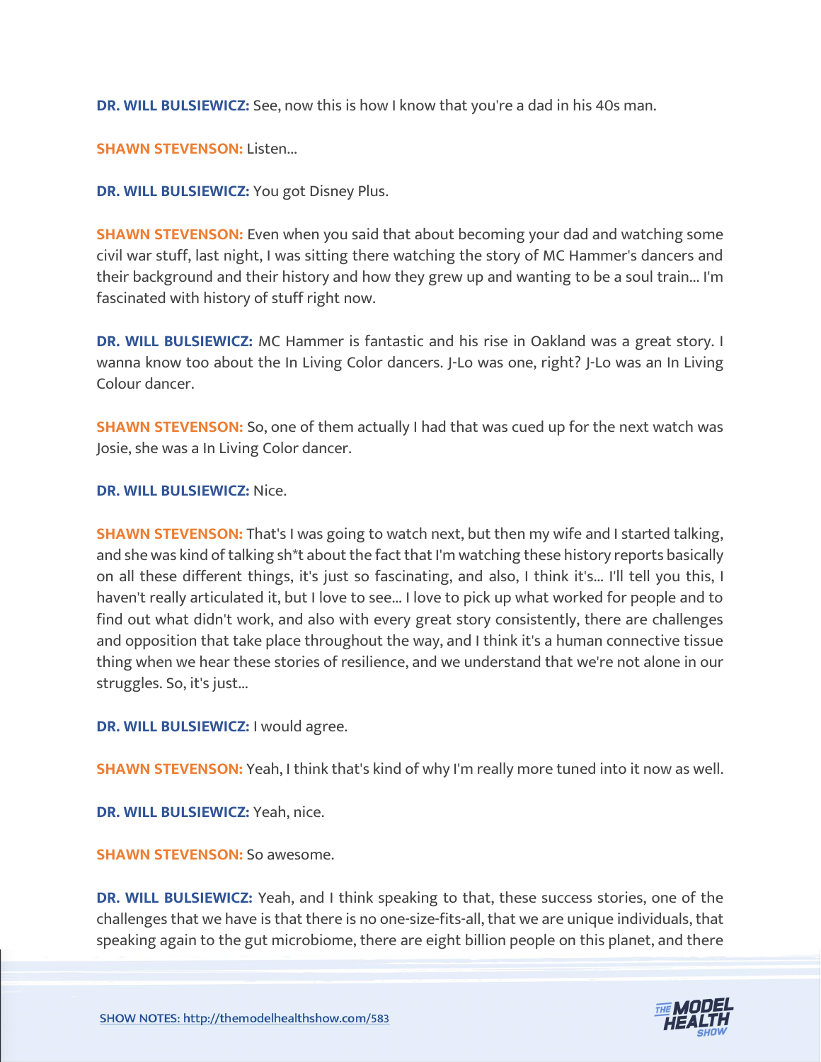**DR. WILL BULSIEWICZ:** See, now this is how I know that you're a dad in his 40s man.

**SHAWN STEVENSON:** Listen...

**DR. WILL BULSIEWICZ:** You got Disney Plus.

**SHAWN STEVENSON:** Even when you said that about becoming your dad and watching some civil war stuff, last night, I was sitting there watching the story of MC Hammer's dancers and their background and their history and how they grew up and wanting to be a soul train... I'm fascinated with history of stuff right now.

**DR. WILL BULSIEWICZ:** MC Hammer is fantastic and his rise in Oakland was a great story. I wanna know too about the In Living Color dancers. J-Lo was one, right? J-Lo was an In Living Colour dancer.

**SHAWN STEVENSON:** So, one of them actually I had that was cued up for the next watch was Josie, she was a In Living Color dancer.

**DR. WILL BULSIEWICZ:** Nice.

**SHAWN STEVENSON:** That's I was going to watch next, but then my wife and I started talking, and she was kind of talking sh*t about the fact that I'm watching these history reports basically on all these different things, it's just so fascinating, and also, I think it's... I'll tell you this, I haven't really articulated it, but I love to see... I love to pick up what worked for people and to find out what didn't work, and also with every great story consistently, there are challenges and opposition that take place throughout the way, and I think it's a human connective tissue thing when we hear these stories of resilience, and we understand that we're not alone in our struggles. So, it's just...

**DR. WILL BULSIEWICZ:** I would agree.

**SHAWN STEVENSON:** Yeah, I think that's kind of why I'm really more tuned into it now as well.

**DR. WILL BULSIEWICZ:** Yeah, nice.

**SHAWN STEVENSON:** So awesome.

**DR. WILL BULSIEWICZ:** Yeah, and I think speaking to that, these success stories, one of the challenges that we have is that there is no one-size-fits-all, that we are unique individuals, that speaking again to the gut microbiome, there are eight billion people on this planet, and there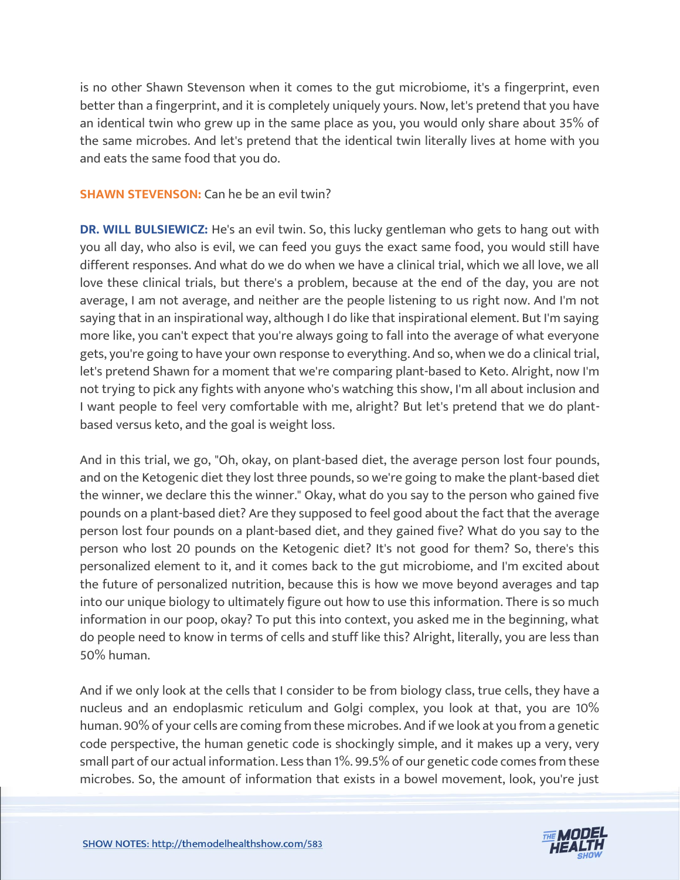is no other Shawn Stevenson when it comes to the gut microbiome, it's a fingerprint, even better than a fingerprint, and it is completely uniquely yours. Now, let's pretend that you have an identical twin who grew up in the same place as you, you would only share about 35% of the same microbes. And let's pretend that the identical twin literally lives at home with you and eats the same food that you do.

**SHAWN STEVENSON:** Can he be an evil twin?

**DR. WILL BULSIEWICZ:** He's an evil twin. So, this lucky gentleman who gets to hang out with you all day, who also is evil, we can feed you guys the exact same food, you would still have different responses. And what do we do when we have a clinical trial, which we all love, we all love these clinical trials, but there's a problem, because at the end of the day, you are not average, I am not average, and neither are the people listening to us right now. And I'm not saying that in an inspirational way, although I do like that inspirational element. But I'm saying more like, you can't expect that you're always going to fall into the average of what everyone gets, you're going to have your own response to everything. And so, when we do a clinical trial, let's pretend Shawn for a moment that we're comparing plant-based to Keto. Alright, now I'm not trying to pick any fights with anyone who's watching this show, I'm all about inclusion and I want people to feel very comfortable with me, alright? But let's pretend that we do plant-based versus keto, and the goal is weight loss.

And in this trial, we go, "Oh, okay, on plant-based diet, the average person lost four pounds, and on the Ketogenic diet they lost three pounds, so we're going to make the plant-based diet the winner, we declare this the winner." Okay, what do you say to the person who gained five pounds on a plant-based diet? Are they supposed to feel good about the fact that the average person lost four pounds on a plant-based diet, and they gained five? What do you say to the person who lost 20 pounds on the Ketogenic diet? It's not good for them? So, there's this personalized element to it, and it comes back to the gut microbiome, and I'm excited about the future of personalized nutrition, because this is how we move beyond averages and tap into our unique biology to ultimately figure out how to use this information. There is so much information in our poop, okay? To put this into context, you asked me in the beginning, what do people need to know in terms of cells and stuff like this? Alright, literally, you are less than 50% human.

And if we only look at the cells that I consider to be from biology class, true cells, they have a nucleus and an endoplasmic reticulum and Golgi complex, you look at that, you are 10% human. 90% of your cells are coming from these microbes. And if we look at you from a genetic code perspective, the human genetic code is shockingly simple, and it makes up a very, very small part of our actual information. Less than 1%. 99.5% of our genetic code comes from these microbes. So, the amount of information that exists in a bowel movement, look, you're just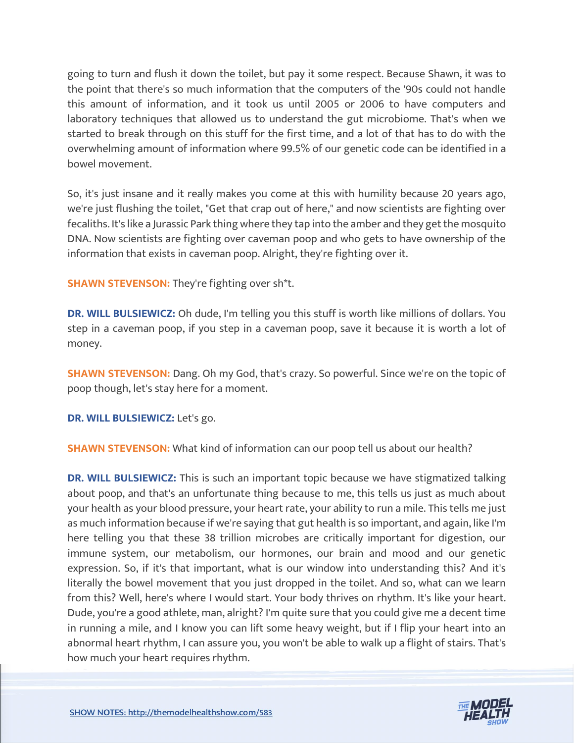going to turn and flush it down the toilet, but pay it some respect. Because Shawn, it was to the point that there's so much information that the computers of the '90s could not handle this amount of information, and it took us until 2005 or 2006 to have computers and laboratory techniques that allowed us to understand the gut microbiome. That's when we started to break through on this stuff for the first time, and a lot of that has to do with the overwhelming amount of information where 99.5% of our genetic code can be identified in a bowel movement.

So, it's just insane and it really makes you come at this with humility because 20 years ago, we're just flushing the toilet, "Get that crap out of here," and now scientists are fighting over fecaliths. It's like a Jurassic Park thing where they tap into the amber and they get the mosquito DNA. Now scientists are fighting over caveman poop and who gets to have ownership of the information that exists in caveman poop. Alright, they're fighting over it.

**SHAWN STEVENSON:** They're fighting over sh*t.

**DR. WILL BULSIEWICZ:** Oh dude, I'm telling you this stuff is worth like millions of dollars. You step in a caveman poop, if you step in a caveman poop, save it because it is worth a lot of money.

**SHAWN STEVENSON:** Dang. Oh my God, that's crazy. So powerful. Since we're on the topic of poop though, let's stay here for a moment.

**DR. WILL BULSIEWICZ:** Let's go.

**SHAWN STEVENSON:** What kind of information can our poop tell us about our health?

**DR. WILL BULSIEWICZ:** This is such an important topic because we have stigmatized talking about poop, and that's an unfortunate thing because to me, this tells us just as much about your health as your blood pressure, your heart rate, your ability to run a mile. This tells me just as much information because if we're saying that gut health is so important, and again, like I'm here telling you that these 38 trillion microbes are critically important for digestion, our immune system, our metabolism, our hormones, our brain and mood and our genetic expression. So, if it's that important, what is our window into understanding this? And it's literally the bowel movement that you just dropped in the toilet. And so, what can we learn from this? Well, here's where I would start. Your body thrives on rhythm. It's like your heart. Dude, you're a good athlete, man, alright? I'm quite sure that you could give me a decent time in running a mile, and I know you can lift some heavy weight, but if I flip your heart into an abnormal heart rhythm, I can assure you, you won't be able to walk up a flight of stairs. That's how much your heart requires rhythm.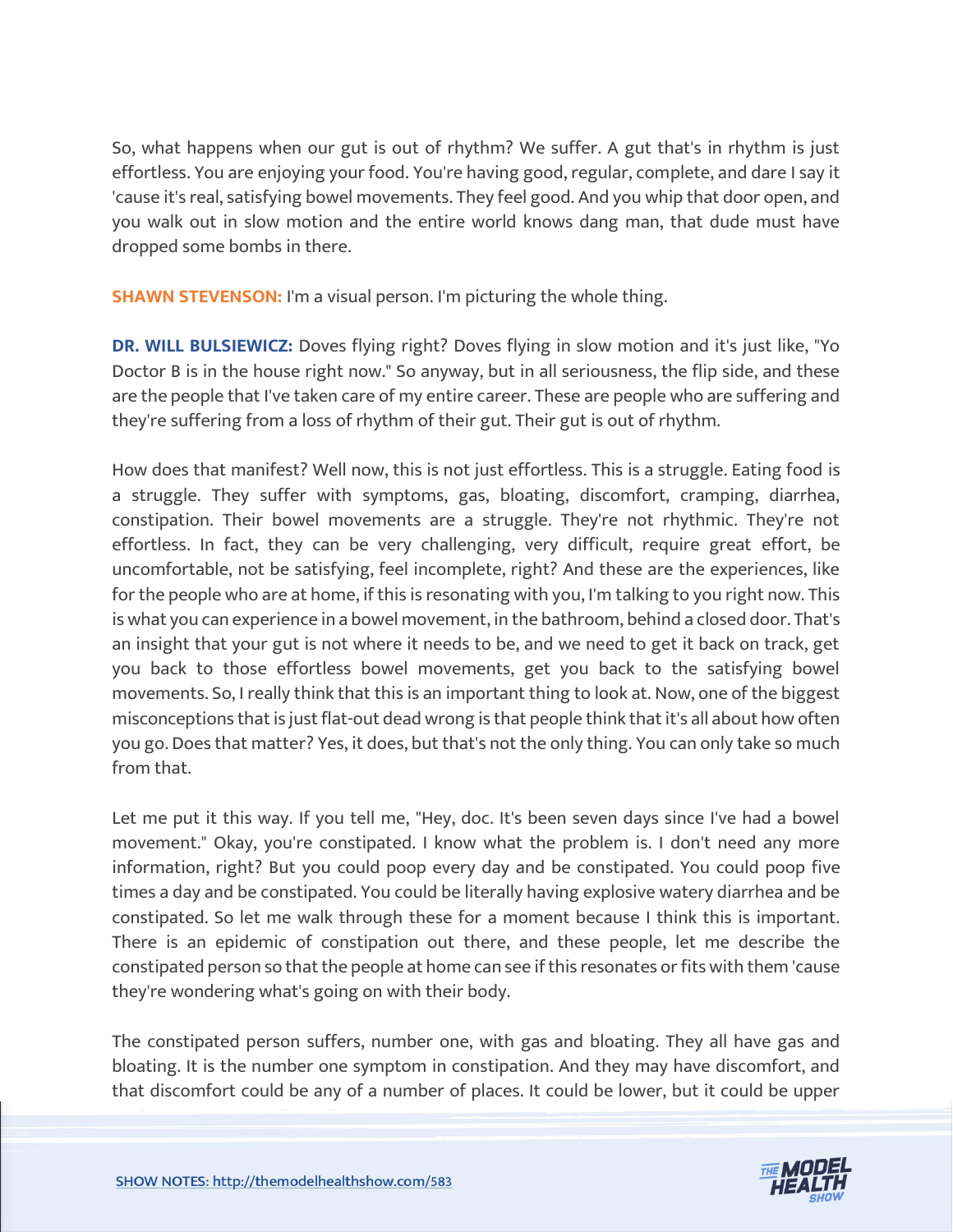So, what happens when our gut is out of rhythm? We suffer. A gut that's in rhythm is just effortless. You are enjoying your food. You're having good, regular, complete, and dare I say it 'cause it's real, satisfying bowel movements. They feel good. And you whip that door open, and you walk out in slow motion and the entire world knows dang man, that dude must have dropped some bombs in there.

**SHAWN STEVENSON:** I'm a visual person. I'm picturing the whole thing.

**DR. WILL BULSIEWICZ:** Doves flying right? Doves flying in slow motion and it's just like, "Yo Doctor B is in the house right now." So anyway, but in all seriousness, the flip side, and these are the people that I've taken care of my entire career. These are people who are suffering and they're suffering from a loss of rhythm of their gut. Their gut is out of rhythm.

How does that manifest? Well now, this is not just effortless. This is a struggle. Eating food is a struggle. They suffer with symptoms, gas, bloating, discomfort, cramping, diarrhea, constipation. Their bowel movements are a struggle. They're not rhythmic. They're not effortless. In fact, they can be very challenging, very difficult, require great effort, be uncomfortable, not be satisfying, feel incomplete, right? And these are the experiences, like for the people who are at home, if this is resonating with you, I'm talking to you right now. This is what you can experience in a bowel movement, in the bathroom, behind a closed door. That's an insight that your gut is not where it needs to be, and we need to get it back on track, get you back to those effortless bowel movements, get you back to the satisfying bowel movements. So, I really think that this is an important thing to look at. Now, one of the biggest misconceptions that is just flat-out dead wrong is that people think that it's all about how often you go. Does that matter? Yes, it does, but that's not the only thing. You can only take so much from that.

Let me put it this way. If you tell me, "Hey, doc. It's been seven days since I've had a bowel movement." Okay, you're constipated. I know what the problem is. I don't need any more information, right? But you could poop every day and be constipated. You could poop five times a day and be constipated. You could be literally having explosive watery diarrhea and be constipated. So let me walk through these for a moment because I think this is important. There is an epidemic of constipation out there, and these people, let me describe the constipated person so that the people at home can see if this resonates or fits with them 'cause they're wondering what's going on with their body.

The constipated person suffers, number one, with gas and bloating. They all have gas and bloating. It is the number one symptom in constipation. And they may have discomfort, and that discomfort could be any of a number of places. It could be lower, but it could be upper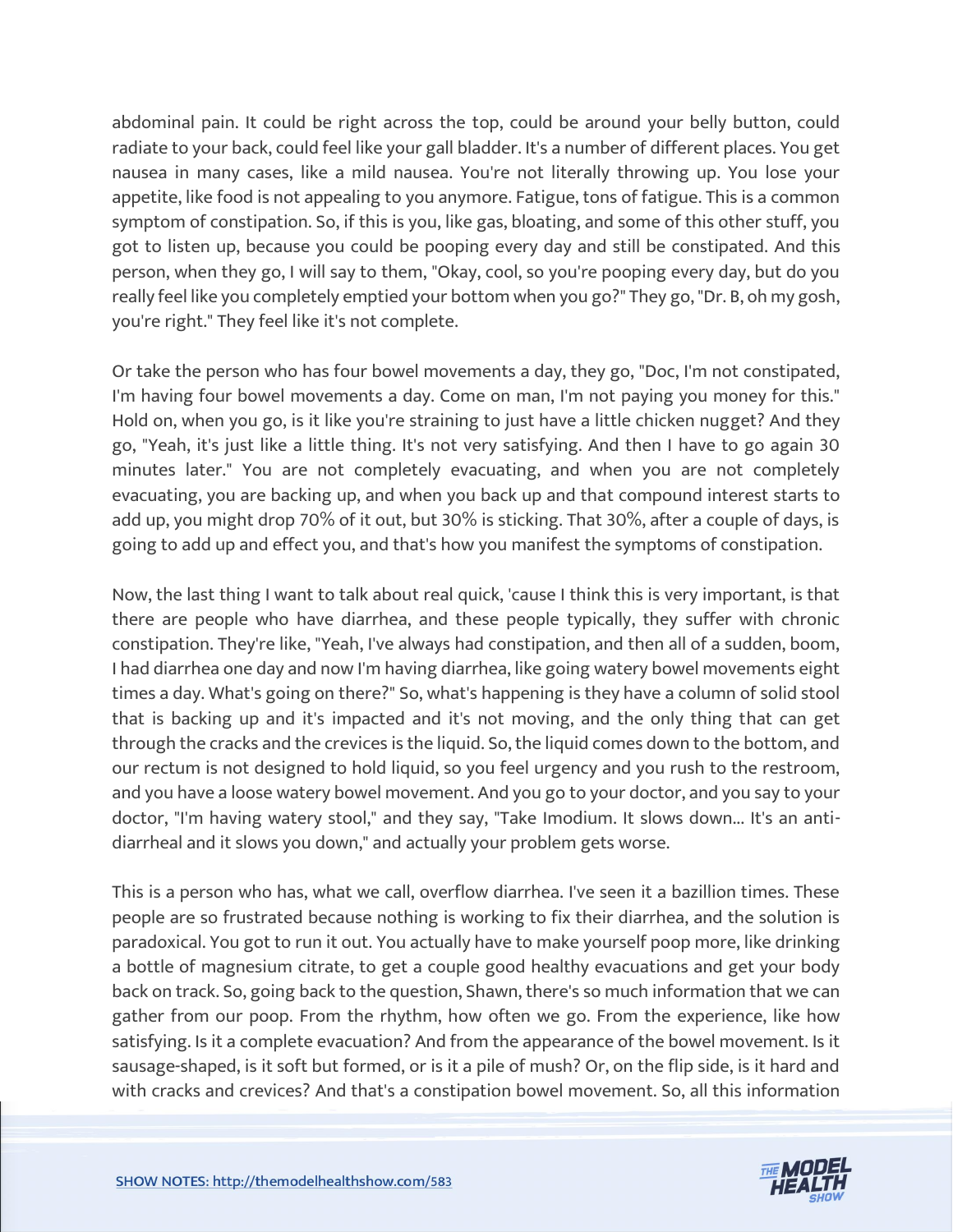abdominal pain. It could be right across the top, could be around your belly button, could radiate to your back, could feel like your gall bladder. It's a number of different places. You get nausea in many cases, like a mild nausea. You're not literally throwing up. You lose your appetite, like food is not appealing to you anymore. Fatigue, tons of fatigue. This is a common symptom of constipation. So, if this is you, like gas, bloating, and some of this other stuff, you got to listen up, because you could be pooping every day and still be constipated. And this person, when they go, I will say to them, "Okay, cool, so you're pooping every day, but do you really feel like you completely emptied your bottom when you go?" They go, "Dr. B, oh my gosh, you're right." They feel like it's not complete.

Or take the person who has four bowel movements a day, they go, "Doc, I'm not constipated, I'm having four bowel movements a day. Come on man, I'm not paying you money for this." Hold on, when you go, is it like you're straining to just have a little chicken nugget? And they go, "Yeah, it's just like a little thing. It's not very satisfying. And then I have to go again 30 minutes later." You are not completely evacuating, and when you are not completely evacuating, you are backing up, and when you back up and that compound interest starts to add up, you might drop 70% of it out, but 30% is sticking. That 30%, after a couple of days, is going to add up and effect you, and that's how you manifest the symptoms of constipation.

Now, the last thing I want to talk about real quick, 'cause I think this is very important, is that there are people who have diarrhea, and these people typically, they suffer with chronic constipation. They're like, "Yeah, I've always had constipation, and then all of a sudden, boom, I had diarrhea one day and now I'm having diarrhea, like going watery bowel movements eight times a day. What's going on there?" So, what's happening is they have a column of solid stool that is backing up and it's impacted and it's not moving, and the only thing that can get through the cracks and the crevices is the liquid. So, the liquid comes down to the bottom, and our rectum is not designed to hold liquid, so you feel urgency and you rush to the restroom, and you have a loose watery bowel movement. And you go to your doctor, and you say to your doctor, "I'm having watery stool," and they say, "Take Imodium. It slows down... It's an anti-diarrheal and it slows you down," and actually your problem gets worse.

This is a person who has, what we call, overflow diarrhea. I've seen it a bazillion times. These people are so frustrated because nothing is working to fix their diarrhea, and the solution is paradoxical. You got to run it out. You actually have to make yourself poop more, like drinking a bottle of magnesium citrate, to get a couple good healthy evacuations and get your body back on track. So, going back to the question, Shawn, there's so much information that we can gather from our poop. From the rhythm, how often we go. From the experience, like how satisfying. Is it a complete evacuation? And from the appearance of the bowel movement. Is it sausage-shaped, is it soft but formed, or is it a pile of mush? Or, on the flip side, is it hard and with cracks and crevices? And that's a constipation bowel movement. So, all this information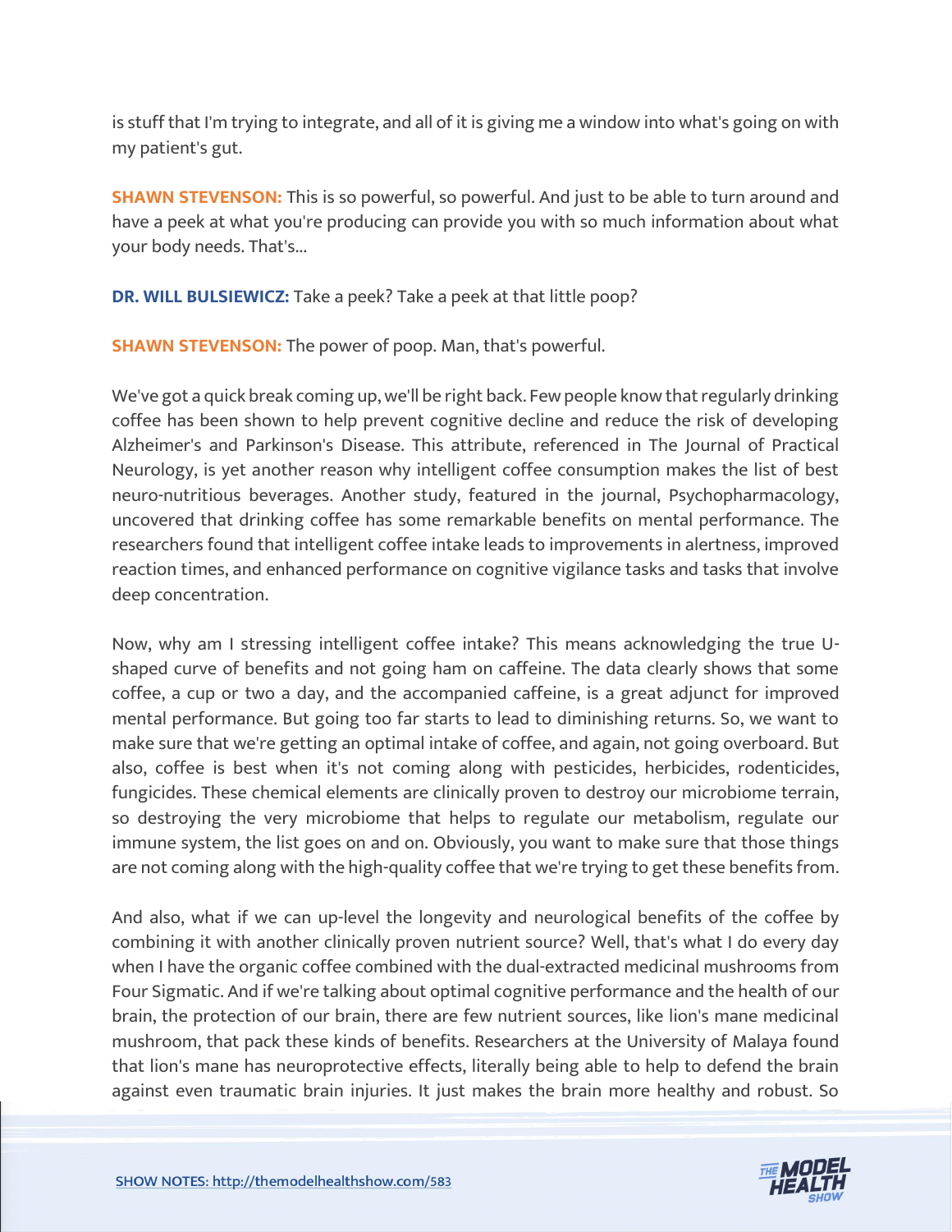is stuff that I'm trying to integrate, and all of it is giving me a window into what's going on with my patient's gut.

**SHAWN STEVENSON:** This is so powerful, so powerful. And just to be able to turn around and have a peek at what you're producing can provide you with so much information about what your body needs. That's...

**DR. WILL BULSIEWICZ:** Take a peek? Take a peek at that little poop?

**SHAWN STEVENSON:** The power of poop. Man, that's powerful.

We've got a quick break coming up, we'll be right back. Few people know that regularly drinking coffee has been shown to help prevent cognitive decline and reduce the risk of developing Alzheimer's and Parkinson's Disease. This attribute, referenced in The Journal of Practical Neurology, is yet another reason why intelligent coffee consumption makes the list of best neuro-nutritious beverages. Another study, featured in the journal, Psychopharmacology, uncovered that drinking coffee has some remarkable benefits on mental performance. The researchers found that intelligent coffee intake leads to improvements in alertness, improved reaction times, and enhanced performance on cognitive vigilance tasks and tasks that involve deep concentration.

Now, why am I stressing intelligent coffee intake? This means acknowledging the true U-shaped curve of benefits and not going ham on caffeine. The data clearly shows that some coffee, a cup or two a day, and the accompanied caffeine, is a great adjunct for improved mental performance. But going too far starts to lead to diminishing returns. So, we want to make sure that we're getting an optimal intake of coffee, and again, not going overboard. But also, coffee is best when it's not coming along with pesticides, herbicides, rodenticides, fungicides. These chemical elements are clinically proven to destroy our microbiome terrain, so destroying the very microbiome that helps to regulate our metabolism, regulate our immune system, the list goes on and on. Obviously, you want to make sure that those things are not coming along with the high-quality coffee that we're trying to get these benefits from.

And also, what if we can up-level the longevity and neurological benefits of the coffee by combining it with another clinically proven nutrient source? Well, that's what I do every day when I have the organic coffee combined with the dual-extracted medicinal mushrooms from Four Sigmatic. And if we're talking about optimal cognitive performance and the health of our brain, the protection of our brain, there are few nutrient sources, like lion's mane medicinal mushroom, that pack these kinds of benefits. Researchers at the University of Malaya found that lion's mane has neuroprotective effects, literally being able to help to defend the brain against even traumatic brain injuries. It just makes the brain more healthy and robust. So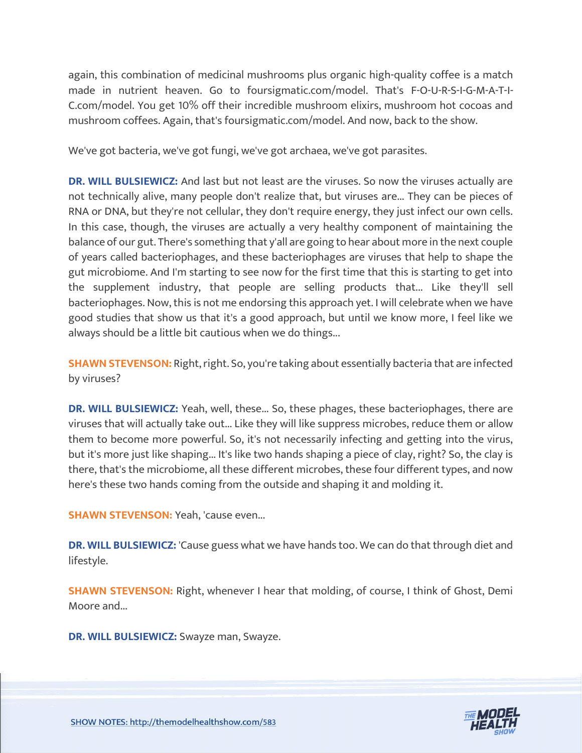again, this combination of medicinal mushrooms plus organic high-quality coffee is a match made in nutrient heaven. Go to foursigmatic.com/model. That's F-O-U-R-S-I-G-M-A-T-I-C.com/model. You get 10% off their incredible mushroom elixirs, mushroom hot cocoas and mushroom coffees. Again, that's foursigmatic.com/model. And now, back to the show.

We've got bacteria, we've got fungi, we've got archaea, we've got parasites.

**DR. WILL BULSIEWICZ:** And last but not least are the viruses. So now the viruses actually are not technically alive, many people don't realize that, but viruses are... They can be pieces of RNA or DNA, but they're not cellular, they don't require energy, they just infect our own cells. In this case, though, the viruses are actually a very healthy component of maintaining the balance of our gut. There's something that y'all are going to hear about more in the next couple of years called bacteriophages, and these bacteriophages are viruses that help to shape the gut microbiome. And I'm starting to see now for the first time that this is starting to get into the supplement industry, that people are selling products that... Like they'll sell bacteriophages. Now, this is not me endorsing this approach yet. I will celebrate when we have good studies that show us that it's a good approach, but until we know more, I feel like we always should be a little bit cautious when we do things...

**SHAWN STEVENSON:** Right, right. So, you're taking about essentially bacteria that are infected by viruses?

**DR. WILL BULSIEWICZ:** Yeah, well, these... So, these phages, these bacteriophages, there are viruses that will actually take out... Like they will like suppress microbes, reduce them or allow them to become more powerful. So, it's not necessarily infecting and getting into the virus, but it's more just like shaping... It's like two hands shaping a piece of clay, right? So, the clay is there, that's the microbiome, all these different microbes, these four different types, and now here's these two hands coming from the outside and shaping it and molding it.

**SHAWN STEVENSON:** Yeah, 'cause even...

**DR. WILL BULSIEWICZ:** 'Cause guess what we have hands too. We can do that through diet and lifestyle.

**SHAWN STEVENSON:** Right, whenever I hear that molding, of course, I think of Ghost, Demi Moore and...

**DR. WILL BULSIEWICZ:** Swayze man, Swayze.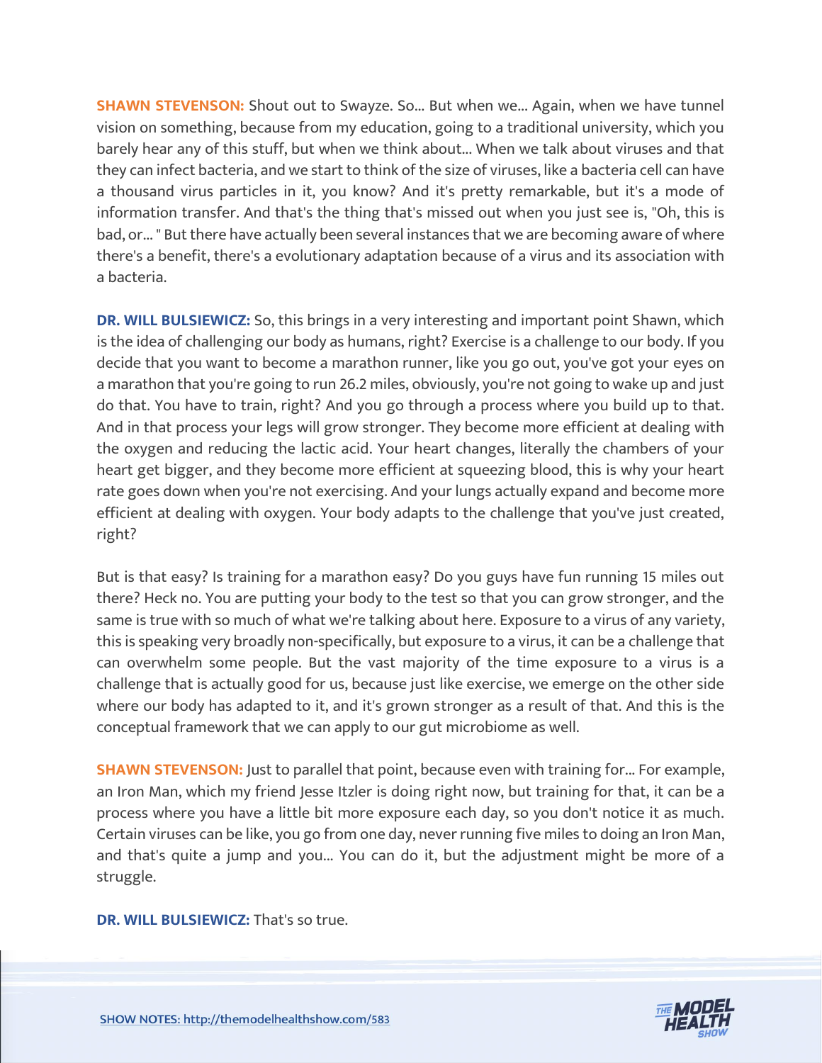**SHAWN STEVENSON:** Shout out to Swayze. So... But when we... Again, when we have tunnel vision on something, because from my education, going to a traditional university, which you barely hear any of this stuff, but when we think about... When we talk about viruses and that they can infect bacteria, and we start to think of the size of viruses, like a bacteria cell can have a thousand virus particles in it, you know? And it's pretty remarkable, but it's a mode of information transfer. And that's the thing that's missed out when you just see is, "Oh, this is bad, or... " But there have actually been several instances that we are becoming aware of where there's a benefit, there's a evolutionary adaptation because of a virus and its association with a bacteria.

**DR. WILL BULSIEWICZ:** So, this brings in a very interesting and important point Shawn, which is the idea of challenging our body as humans, right? Exercise is a challenge to our body. If you decide that you want to become a marathon runner, like you go out, you've got your eyes on a marathon that you're going to run 26.2 miles, obviously, you're not going to wake up and just do that. You have to train, right? And you go through a process where you build up to that. And in that process your legs will grow stronger. They become more efficient at dealing with the oxygen and reducing the lactic acid. Your heart changes, literally the chambers of your heart get bigger, and they become more efficient at squeezing blood, this is why your heart rate goes down when you're not exercising. And your lungs actually expand and become more efficient at dealing with oxygen. Your body adapts to the challenge that you've just created, right?

But is that easy? Is training for a marathon easy? Do you guys have fun running 15 miles out there? Heck no. You are putting your body to the test so that you can grow stronger, and the same is true with so much of what we're talking about here. Exposure to a virus of any variety, this is speaking very broadly non-specifically, but exposure to a virus, it can be a challenge that can overwhelm some people. But the vast majority of the time exposure to a virus is a challenge that is actually good for us, because just like exercise, we emerge on the other side where our body has adapted to it, and it's grown stronger as a result of that. And this is the conceptual framework that we can apply to our gut microbiome as well.

**SHAWN STEVENSON:** Just to parallel that point, because even with training for... For example, an Iron Man, which my friend Jesse Itzler is doing right now, but training for that, it can be a process where you have a little bit more exposure each day, so you don't notice it as much. Certain viruses can be like, you go from one day, never running five miles to doing an Iron Man, and that's quite a jump and you... You can do it, but the adjustment might be more of a struggle.

**DR. WILL BULSIEWICZ:** That's so true.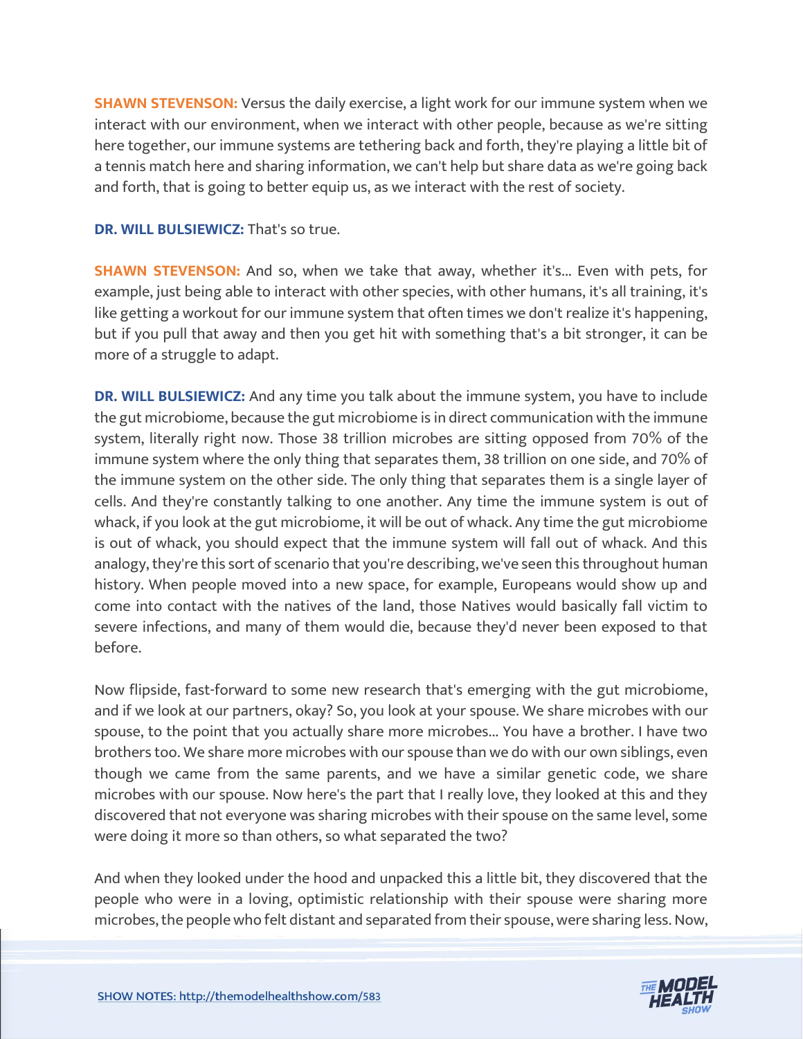**SHAWN STEVENSON:** Versus the daily exercise, a light work for our immune system when we interact with our environment, when we interact with other people, because as we're sitting here together, our immune systems are tethering back and forth, they're playing a little bit of a tennis match here and sharing information, we can't help but share data as we're going back and forth, that is going to better equip us, as we interact with the rest of society.

**DR. WILL BULSIEWICZ:** That's so true.

**SHAWN STEVENSON:** And so, when we take that away, whether it's... Even with pets, for example, just being able to interact with other species, with other humans, it's all training, it's like getting a workout for our immune system that often times we don't realize it's happening, but if you pull that away and then you get hit with something that's a bit stronger, it can be more of a struggle to adapt.

**DR. WILL BULSIEWICZ:** And any time you talk about the immune system, you have to include the gut microbiome, because the gut microbiome is in direct communication with the immune system, literally right now. Those 38 trillion microbes are sitting opposed from 70% of the immune system where the only thing that separates them, 38 trillion on one side, and 70% of the immune system on the other side. The only thing that separates them is a single layer of cells. And they're constantly talking to one another. Any time the immune system is out of whack, if you look at the gut microbiome, it will be out of whack. Any time the gut microbiome is out of whack, you should expect that the immune system will fall out of whack. And this analogy, they're this sort of scenario that you're describing, we've seen this throughout human history. When people moved into a new space, for example, Europeans would show up and come into contact with the natives of the land, those Natives would basically fall victim to severe infections, and many of them would die, because they'd never been exposed to that before.

Now flipside, fast-forward to some new research that's emerging with the gut microbiome, and if we look at our partners, okay? So, you look at your spouse. We share microbes with our spouse, to the point that you actually share more microbes... You have a brother. I have two brothers too. We share more microbes with our spouse than we do with our own siblings, even though we came from the same parents, and we have a similar genetic code, we share microbes with our spouse. Now here's the part that I really love, they looked at this and they discovered that not everyone was sharing microbes with their spouse on the same level, some were doing it more so than others, so what separated the two?

And when they looked under the hood and unpacked this a little bit, they discovered that the people who were in a loving, optimistic relationship with their spouse were sharing more microbes, the people who felt distant and separated from their spouse, were sharing less. Now,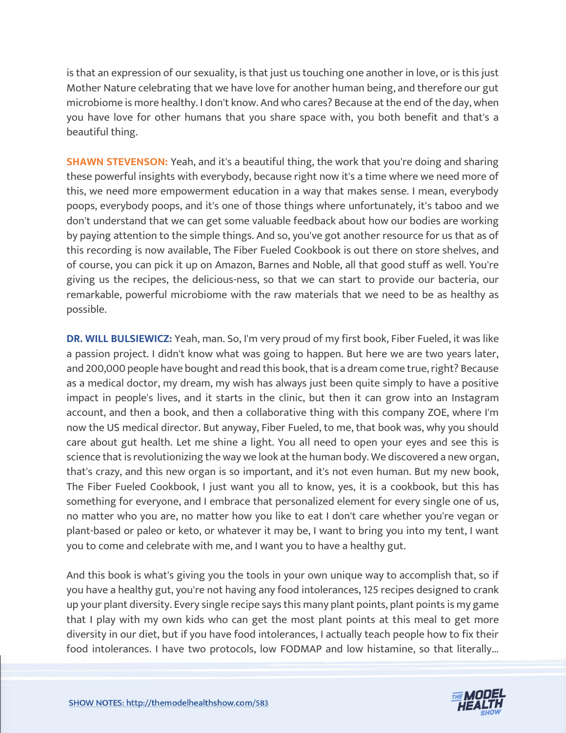is that an expression of our sexuality, is that just us touching one another in love, or is this just Mother Nature celebrating that we have love for another human being, and therefore our gut microbiome is more healthy. I don't know. And who cares? Because at the end of the day, when you have love for other humans that you share space with, you both benefit and that's a beautiful thing.

**SHAWN STEVENSON:** Yeah, and it's a beautiful thing, the work that you're doing and sharing these powerful insights with everybody, because right now it's a time where we need more of this, we need more empowerment education in a way that makes sense. I mean, everybody poops, everybody poops, and it's one of those things where unfortunately, it's taboo and we don't understand that we can get some valuable feedback about how our bodies are working by paying attention to the simple things. And so, you've got another resource for us that as of this recording is now available, The Fiber Fueled Cookbook is out there on store shelves, and of course, you can pick it up on Amazon, Barnes and Noble, all that good stuff as well. You're giving us the recipes, the delicious-ness, so that we can start to provide our bacteria, our remarkable, powerful microbiome with the raw materials that we need to be as healthy as possible.

**DR. WILL BULSIEWICZ:** Yeah, man. So, I'm very proud of my first book, Fiber Fueled, it was like a passion project. I didn't know what was going to happen. But here we are two years later, and 200,000 people have bought and read this book, that is a dream come true, right? Because as a medical doctor, my dream, my wish has always just been quite simply to have a positive impact in people's lives, and it starts in the clinic, but then it can grow into an Instagram account, and then a book, and then a collaborative thing with this company ZOE, where I'm now the US medical director. But anyway, Fiber Fueled, to me, that book was, why you should care about gut health. Let me shine a light. You all need to open your eyes and see this is science that is revolutionizing the way we look at the human body. We discovered a new organ, that's crazy, and this new organ is so important, and it's not even human. But my new book, The Fiber Fueled Cookbook, I just want you all to know, yes, it is a cookbook, but this has something for everyone, and I embrace that personalized element for every single one of us, no matter who you are, no matter how you like to eat I don't care whether you're vegan or plant-based or paleo or keto, or whatever it may be, I want to bring you into my tent, I want you to come and celebrate with me, and I want you to have a healthy gut.

And this book is what's giving you the tools in your own unique way to accomplish that, so if you have a healthy gut, you're not having any food intolerances, 125 recipes designed to crank up your plant diversity. Every single recipe says this many plant points, plant points is my game that I play with my own kids who can get the most plant points at this meal to get more diversity in our diet, but if you have food intolerances, I actually teach people how to fix their food intolerances. I have two protocols, low FODMAP and low histamine, so that literally...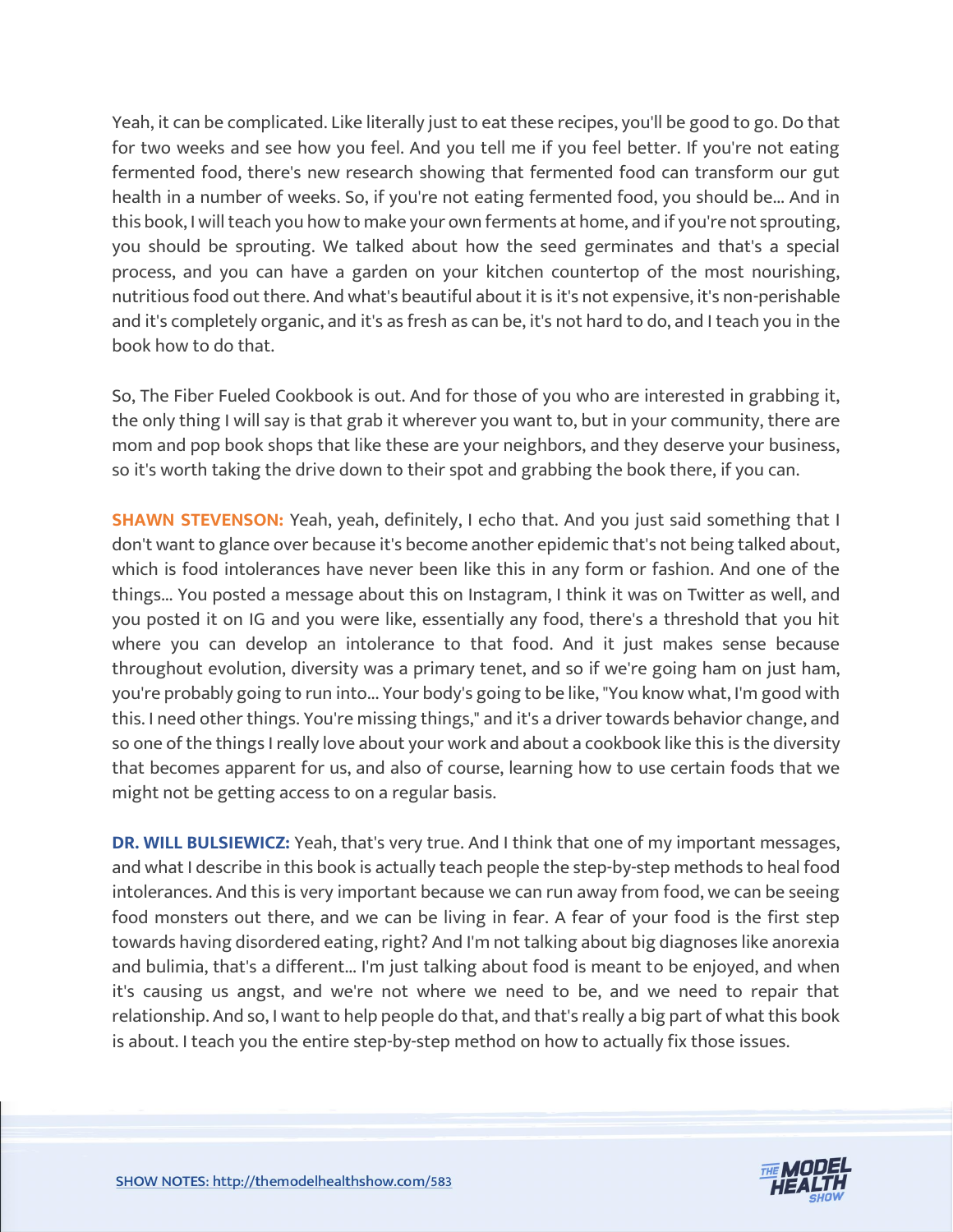Yeah, it can be complicated. Like literally just to eat these recipes, you'll be good to go. Do that for two weeks and see how you feel. And you tell me if you feel better. If you're not eating fermented food, there's new research showing that fermented food can transform our gut health in a number of weeks. So, if you're not eating fermented food, you should be... And in this book, I will teach you how to make your own ferments at home, and if you're not sprouting, you should be sprouting. We talked about how the seed germinates and that's a special process, and you can have a garden on your kitchen countertop of the most nourishing, nutritious food out there. And what's beautiful about it is it's not expensive, it's non-perishable and it's completely organic, and it's as fresh as can be, it's not hard to do, and I teach you in the book how to do that.

So, The Fiber Fueled Cookbook is out. And for those of you who are interested in grabbing it, the only thing I will say is that grab it wherever you want to, but in your community, there are mom and pop book shops that like these are your neighbors, and they deserve your business, so it's worth taking the drive down to their spot and grabbing the book there, if you can.

**SHAWN STEVENSON:** Yeah, yeah, definitely, I echo that. And you just said something that I don't want to glance over because it's become another epidemic that's not being talked about, which is food intolerances have never been like this in any form or fashion. And one of the things... You posted a message about this on Instagram, I think it was on Twitter as well, and you posted it on IG and you were like, essentially any food, there's a threshold that you hit where you can develop an intolerance to that food. And it just makes sense because throughout evolution, diversity was a primary tenet, and so if we're going ham on just ham, you're probably going to run into... Your body's going to be like, "You know what, I'm good with this. I need other things. You're missing things," and it's a driver towards behavior change, and so one of the things I really love about your work and about a cookbook like this is the diversity that becomes apparent for us, and also of course, learning how to use certain foods that we might not be getting access to on a regular basis.

**DR. WILL BULSIEWICZ:** Yeah, that's very true. And I think that one of my important messages, and what I describe in this book is actually teach people the step-by-step methods to heal food intolerances. And this is very important because we can run away from food, we can be seeing food monsters out there, and we can be living in fear. A fear of your food is the first step towards having disordered eating, right? And I'm not talking about big diagnoses like anorexia and bulimia, that's a different... I'm just talking about food is meant to be enjoyed, and when it's causing us angst, and we're not where we need to be, and we need to repair that relationship. And so, I want to help people do that, and that's really a big part of what this book is about. I teach you the entire step-by-step method on how to actually fix those issues.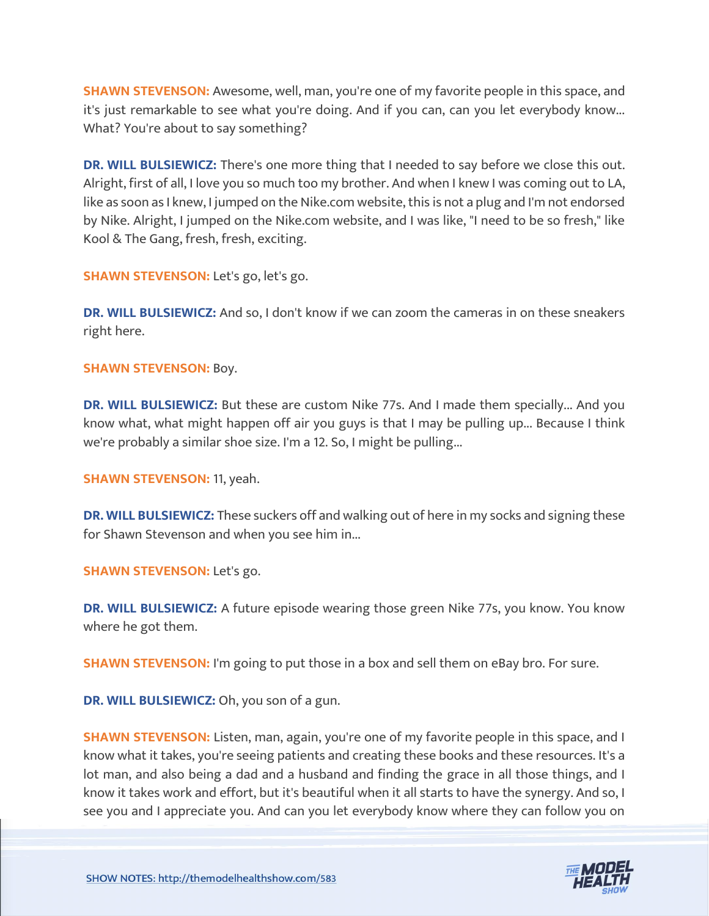**SHAWN STEVENSON:** Awesome, well, man, you're one of my favorite people in this space, and it's just remarkable to see what you're doing. And if you can, can you let everybody know... What? You're about to say something?

**DR. WILL BULSIEWICZ:** There's one more thing that I needed to say before we close this out. Alright, first of all, I love you so much too my brother. And when I knew I was coming out to LA, like as soon as I knew, I jumped on the Nike.com website, this is not a plug and I'm not endorsed by Nike. Alright, I jumped on the Nike.com website, and I was like, "I need to be so fresh," like Kool & The Gang, fresh, fresh, exciting.

**SHAWN STEVENSON:** Let's go, let's go.

**DR. WILL BULSIEWICZ:** And so, I don't know if we can zoom the cameras in on these sneakers right here.

**SHAWN STEVENSON:** Boy.

**DR. WILL BULSIEWICZ:** But these are custom Nike 77s. And I made them specially... And you know what, what might happen off air you guys is that I may be pulling up... Because I think we're probably a similar shoe size. I'm a 12. So, I might be pulling...

**SHAWN STEVENSON:** 11, yeah.

**DR. WILL BULSIEWICZ:** These suckers off and walking out of here in my socks and signing these for Shawn Stevenson and when you see him in...

**SHAWN STEVENSON:** Let's go.

**DR. WILL BULSIEWICZ:** A future episode wearing those green Nike 77s, you know. You know where he got them.

**SHAWN STEVENSON:** I'm going to put those in a box and sell them on eBay bro. For sure.

**DR. WILL BULSIEWICZ:** Oh, you son of a gun.

**SHAWN STEVENSON:** Listen, man, again, you're one of my favorite people in this space, and I know what it takes, you're seeing patients and creating these books and these resources. It's a lot man, and also being a dad and a husband and finding the grace in all those things, and I know it takes work and effort, but it's beautiful when it all starts to have the synergy. And so, I see you and I appreciate you. And can you let everybody know where they can follow you on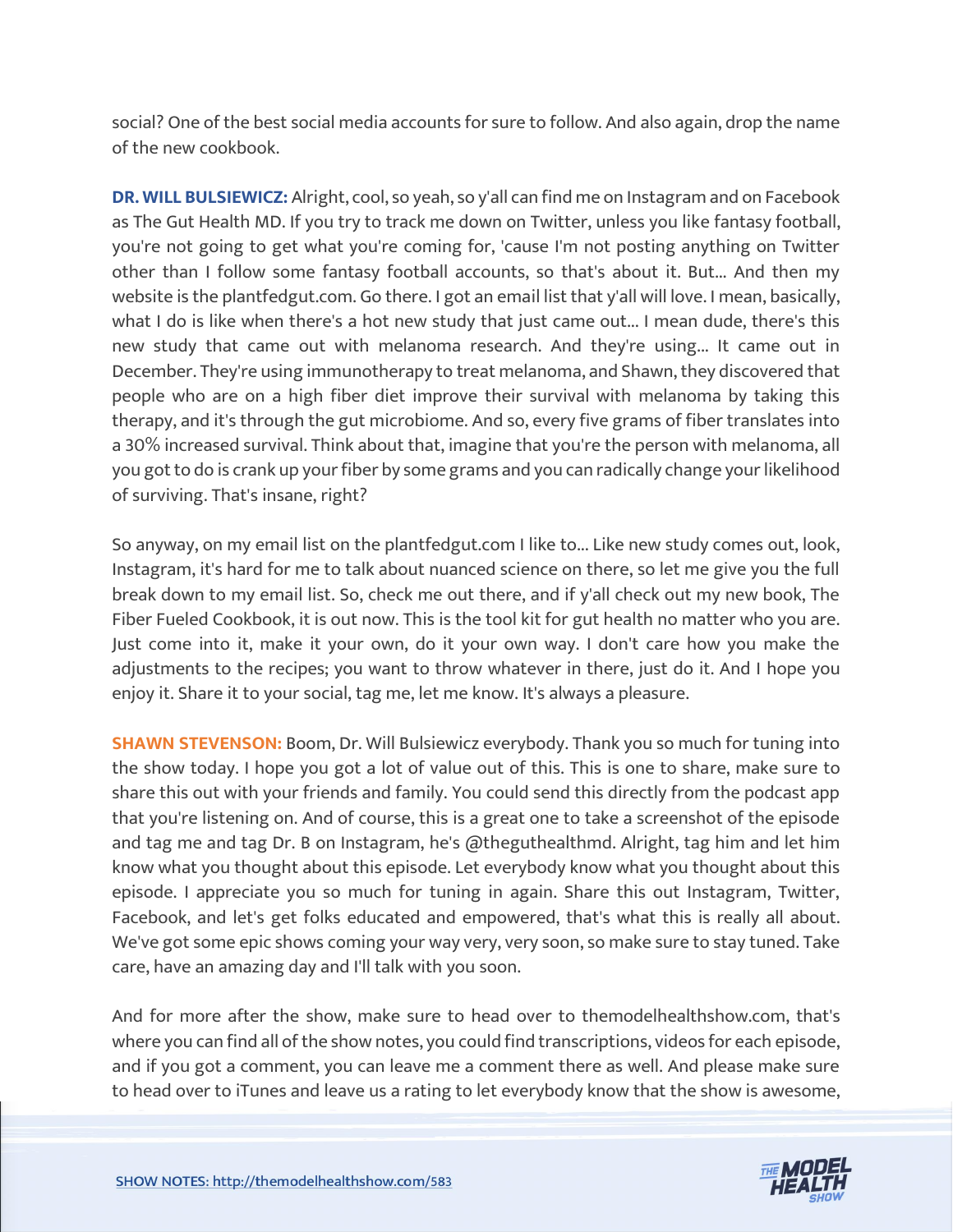social? One of the best social media accounts for sure to follow. And also again, drop the name of the new cookbook.

**DR. WILL BULSIEWICZ:** Alright, cool, so yeah, so y'all can find me on Instagram and on Facebook as The Gut Health MD. If you try to track me down on Twitter, unless you like fantasy football, you're not going to get what you're coming for, 'cause I'm not posting anything on Twitter other than I follow some fantasy football accounts, so that's about it. But... And then my website is the plantfedgut.com. Go there. I got an email list that y'all will love. I mean, basically, what I do is like when there's a hot new study that just came out... I mean dude, there's this new study that came out with melanoma research. And they're using... It came out in December. They're using immunotherapy to treat melanoma, and Shawn, they discovered that people who are on a high fiber diet improve their survival with melanoma by taking this therapy, and it's through the gut microbiome. And so, every five grams of fiber translates into a 30% increased survival. Think about that, imagine that you're the person with melanoma, all you got to do is crank up your fiber by some grams and you can radically change your likelihood of surviving. That's insane, right?

So anyway, on my email list on the plantfedgut.com I like to... Like new study comes out, look, Instagram, it's hard for me to talk about nuanced science on there, so let me give you the full break down to my email list. So, check me out there, and if y'all check out my new book, The Fiber Fueled Cookbook, it is out now. This is the tool kit for gut health no matter who you are. Just come into it, make it your own, do it your own way. I don't care how you make the adjustments to the recipes; you want to throw whatever in there, just do it. And I hope you enjoy it. Share it to your social, tag me, let me know. It's always a pleasure.

**SHAWN STEVENSON:** Boom, Dr. Will Bulsiewicz everybody. Thank you so much for tuning into the show today. I hope you got a lot of value out of this. This is one to share, make sure to share this out with your friends and family. You could send this directly from the podcast app that you're listening on. And of course, this is a great one to take a screenshot of the episode and tag me and tag Dr. B on Instagram, he's @theguthealthmd. Alright, tag him and let him know what you thought about this episode. Let everybody know what you thought about this episode. I appreciate you so much for tuning in again. Share this out Instagram, Twitter, Facebook, and let's get folks educated and empowered, that's what this is really all about. We've got some epic shows coming your way very, very soon, so make sure to stay tuned. Take care, have an amazing day and I'll talk with you soon.

And for more after the show, make sure to head over to themodelhealthshow.com, that's where you can find all of the show notes, you could find transcriptions, videos for each episode, and if you got a comment, you can leave me a comment there as well. And please make sure to head over to iTunes and leave us a rating to let everybody know that the show is awesome,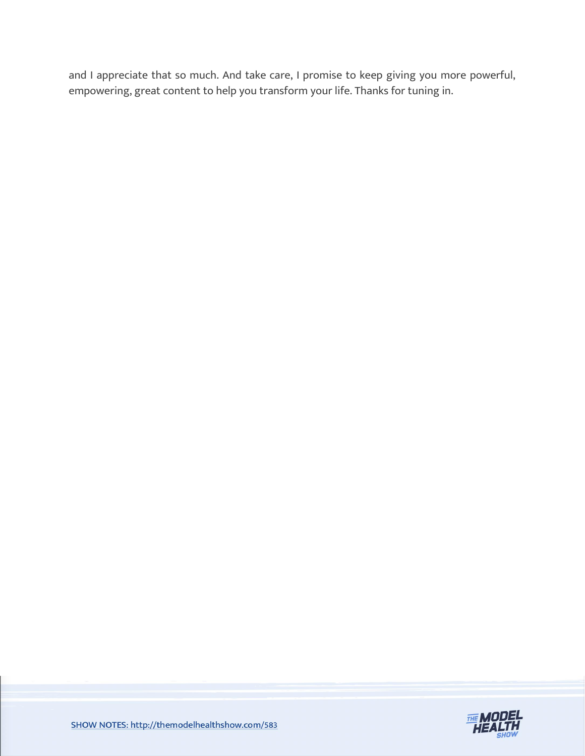and I appreciate that so much. And take care, I promise to keep giving you more powerful, empowering, great content to help you transform your life. Thanks for tuning in.